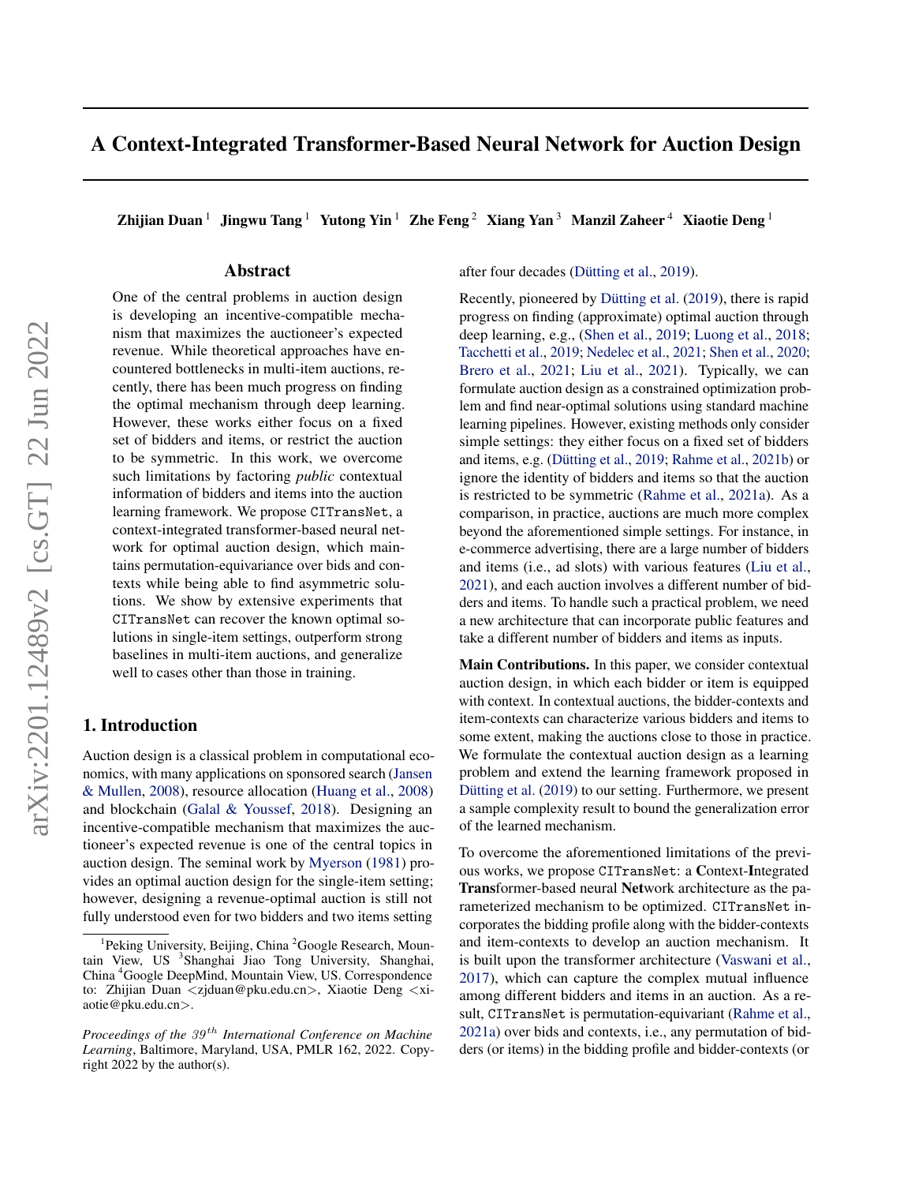# A Context-Integrated Transformer-Based Neural Network for Auction Design

**Zhijian Duan**[1] **Jingwu Tang**[1] **Yutong Yin**[1] **Zhe Feng**[2] **Xiang Yan**[3] **Manzil Zaheer**[4] **Xiaotie Deng**[1]

## Abstract

One of the central problems in auction design is developing an incentive-compatible mechanism that maximizes the auctioneer's expected revenue. While theoretical approaches have encountered bottlenecks in multi-item auctions, recently, there has been much progress on finding the optimal mechanism through deep learning. However, these works either focus on a fixed set of bidders and items, or restrict the auction to be symmetric. In this work, we overcome such limitations by factoring *public* contextual information of bidders and items into the auction learning framework. We propose `CITransNet`, a context-integrated transformer-based neural network for optimal auction design, which maintains permutation-equivariance over bids and contexts while being able to find asymmetric solutions. We show by extensive experiments that `CITransNet` can recover the known optimal solutions in single-item settings, outperform strong baselines in multi-item auctions, and generalize well to cases other than those in training.

## 1. Introduction

Auction design is a classical problem in computational economics, with many applications on sponsored search (Jansen & Mullen, 2008), resource allocation (Huang et al., 2008) and blockchain (Galal & Youssef, 2018). Designing an incentive-compatible mechanism that maximizes the auctioneer's expected revenue is one of the central topics in auction design. The seminal work by Myerson (1981) provides an optimal auction design for the single-item setting; however, designing a revenue-optimal auction is still not fully understood even for two bidders and two items setting after four decades (Dütting et al., 2019).

Recently, pioneered by Dütting et al. (2019), there is rapid progress on finding (approximate) optimal auction through deep learning, e.g., (Shen et al., 2019; Luong et al., 2018; Tacchetti et al., 2019; Nedelec et al., 2021; Shen et al., 2020; Brero et al., 2021; Liu et al., 2021). Typically, we can formulate auction design as a constrained optimization problem and find near-optimal solutions using standard machine learning pipelines. However, existing methods only consider simple settings: they either focus on a fixed set of bidders and items, e.g. (Dütting et al., 2019; Rahme et al., 2021b) or ignore the identity of bidders and items so that the auction is restricted to be symmetric (Rahme et al., 2021a). As a comparison, in practice, auctions are much more complex beyond the aforementioned simple settings. For instance, in e-commerce advertising, there are a large number of bidders and items (i.e., ad slots) with various features (Liu et al., 2021), and each auction involves a different number of bidders and items. To handle such a practical problem, we need a new architecture that can incorporate public features and take a different number of bidders and items as inputs.

**Main Contributions.** In this paper, we consider contextual auction design, in which each bidder or item is equipped with context. In contextual auctions, the bidder-contexts and item-contexts can characterize various bidders and items to some extent, making the auctions close to those in practice. We formulate the contextual auction design as a learning problem and extend the learning framework proposed in Dütting et al. (2019) to our setting. Furthermore, we present a sample complexity result to bound the generalization error of the learned mechanism.

To overcome the aforementioned limitations of the previous works, we propose `CITransNet`: a **C**ontext-**I**ntegrated **Trans**former-based neural **Net**work architecture as the parameterized mechanism to be optimized. `CITransNet` incorporates the bidding profile along with the bidder-contexts and item-contexts to develop an auction mechanism. It is built upon the transformer architecture (Vaswani et al., 2017), which can capture the complex mutual influence among different bidders and items in an auction. As a result, `CITransNet` is permutation-equivariant (Rahme et al., 2021a) over bids and contexts, i.e., any permutation of bidders (or items) in the bidding profile and bidder-contexts (or

---

[1]Peking University, Beijing, China [2]Google Research, Mountain View, US [3]Shanghai Jiao Tong University, Shanghai, China [4]Google DeepMind, Mountain View, US. Correspondence to: Zhijian Duan <zjduan@pku.edu.cn>, Xiaotie Deng <xiaotie@pku.edu.cn>.

*Proceedings of the 39th International Conference on Machine Learning*, Baltimore, Maryland, USA, PMLR 162, 2022. Copyright 2022 by the author(s).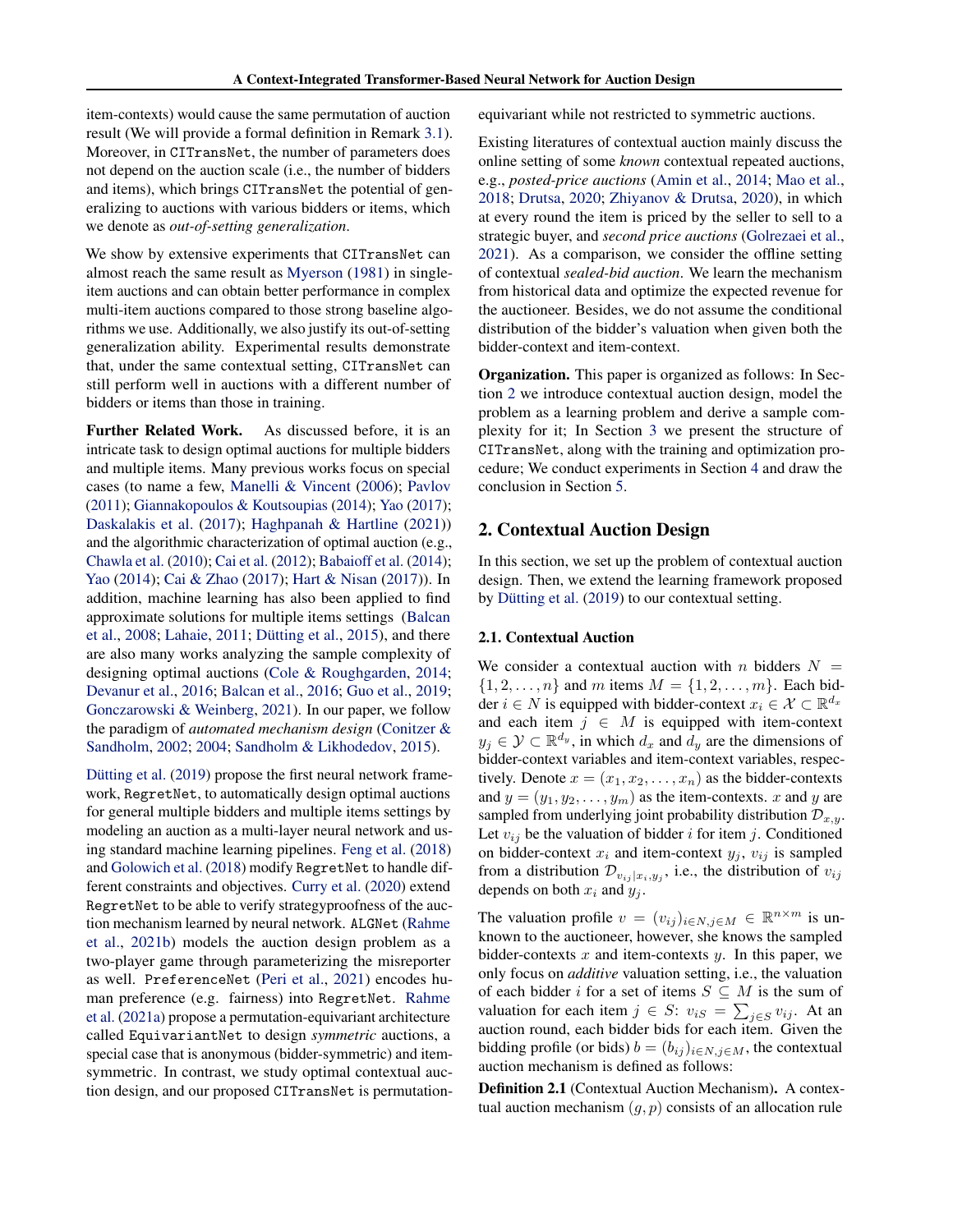item-contexts) would cause the same permutation of auction result (We will provide a formal definition in Remark 3.1). Moreover, in CITransNet, the number of parameters does not depend on the auction scale (i.e., the number of bidders and items), which brings CITransNet the potential of generalizing to auctions with various bidders or items, which we denote as *out-of-setting generalization*.

We show by extensive experiments that CITransNet can almost reach the same result as Myerson (1981) in single-item auctions and can obtain better performance in complex multi-item auctions compared to those strong baseline algorithms we use. Additionally, we also justify its out-of-setting generalization ability. Experimental results demonstrate that, under the same contextual setting, CITransNet can still perform well in auctions with a different number of bidders or items than those in training.

**Further Related Work.** As discussed before, it is an intricate task to design optimal auctions for multiple bidders and multiple items. Many previous works focus on special cases (to name a few, Manelli & Vincent (2006); Pavlov (2011); Giannakopoulos & Koutsoupias (2014); Yao (2017); Daskalakis et al. (2017); Haghpanah & Hartline (2021)) and the algorithmic characterization of optimal auction (e.g., Chawla et al. (2010); Cai et al. (2012); Babaioff et al. (2014); Yao (2014); Cai & Zhao (2017); Hart & Nisan (2017)). In addition, machine learning has also been applied to find approximate solutions for multiple items settings (Balcan et al., 2008; Lahaie, 2011; Dütting et al., 2015), and there are also many works analyzing the sample complexity of designing optimal auctions (Cole & Roughgarden, 2014; Devanur et al., 2016; Balcan et al., 2016; Guo et al., 2019; Gonczarowski & Weinberg, 2021). In our paper, we follow the paradigm of *automated mechanism design* (Conitzer & Sandholm, 2002; 2004; Sandholm & Likhodedov, 2015).

Dütting et al. (2019) propose the first neural network framework, RegretNet, to automatically design optimal auctions for general multiple bidders and multiple items settings by modeling an auction as a multi-layer neural network and using standard machine learning pipelines. Feng et al. (2018) and Golowich et al. (2018) modify RegretNet to handle different constraints and objectives. Curry et al. (2020) extend RegretNet to be able to verify strategyproofness of the auction mechanism learned by neural network. ALGNet (Rahme et al., 2021b) models the auction design problem as a two-player game through parameterizing the misreporter as well. PreferenceNet (Peri et al., 2021) encodes human preference (e.g. fairness) into RegretNet. Rahme et al. (2021a) propose a permutation-equivariant architecture called EquivariantNet to design *symmetric* auctions, a special case that is anonymous (bidder-symmetric) and item-symmetric. In contrast, we study optimal contextual auction design, and our proposed CITransNet is permutation-equivariant while not restricted to symmetric auctions.

Existing literatures of contextual auction mainly discuss the online setting of some *known* contextual repeated auctions, e.g., *posted-price auctions* (Amin et al., 2014; Mao et al., 2018; Drutsa, 2020; Zhiyanov & Drutsa, 2020), in which at every round the item is priced by the seller to sell to a strategic buyer, and *second price auctions* (Golrezaei et al., 2021). As a comparison, we consider the offline setting of contextual *sealed-bid auction*. We learn the mechanism from historical data and optimize the expected revenue for the auctioneer. Besides, we do not assume the conditional distribution of the bidder's valuation when given both the bidder-context and item-context.

**Organization.** This paper is organized as follows: In Section 2 we introduce contextual auction design, model the problem as a learning problem and derive a sample complexity for it; In Section 3 we present the structure of CITransNet, along with the training and optimization procedure; We conduct experiments in Section 4 and draw the conclusion in Section 5.

## 2. Contextual Auction Design

In this section, we set up the problem of contextual auction design. Then, we extend the learning framework proposed by Dütting et al. (2019) to our contextual setting.

### 2.1. Contextual Auction

We consider a contextual auction with $n$ bidders $N = \{1, 2, \dots, n\}$ and $m$ items $M = \{1, 2, \dots, m\}$. Each bidder $i \in N$ is equipped with bidder-context $x_i \in \mathcal{X} \subset \mathbb{R}^{d_x}$ and each item $j \in M$ is equipped with item-context $y_j \in \mathcal{Y} \subset \mathbb{R}^{d_y}$, in which $d_x$ and $d_y$ are the dimensions of bidder-context variables and item-context variables, respectively. Denote $x = (x_1, x_2, \dots, x_n)$ as the bidder-contexts and $y = (y_1, y_2, \dots, y_m)$ as the item-contexts. $x$ and $y$ are sampled from underlying joint probability distribution $\mathcal{D}_{x,y}$. Let $v_{ij}$ be the valuation of bidder $i$ for item $j$. Conditioned on bidder-context $x_i$ and item-context $y_j$, $v_{ij}$ is sampled from a distribution $\mathcal{D}_{v_{ij}|x_i, y_j}$, i.e., the distribution of $v_{ij}$ depends on both $x_i$ and $y_j$.

The valuation profile $v = (v_{ij})_{i \in N, j \in M} \in \mathbb{R}^{n \times m}$ is unknown to the auctioneer, however, she knows the sampled bidder-contexts $x$ and item-contexts $y$. In this paper, we only focus on *additive* valuation setting, i.e., the valuation of each bidder $i$ for a set of items $S \subseteq M$ is the sum of valuation for each item $j \in S$: $v_{iS} = \sum_{j \in S} v_{ij}$. At an auction round, each bidder bids for each item. Given the bidding profile (or bids) $b = (b_{ij})_{i \in N, j \in M}$, the contextual auction mechanism is defined as follows:

**Definition 2.1** (Contextual Auction Mechanism)**.** A contextual auction mechanism $(g, p)$ consists of an allocation rule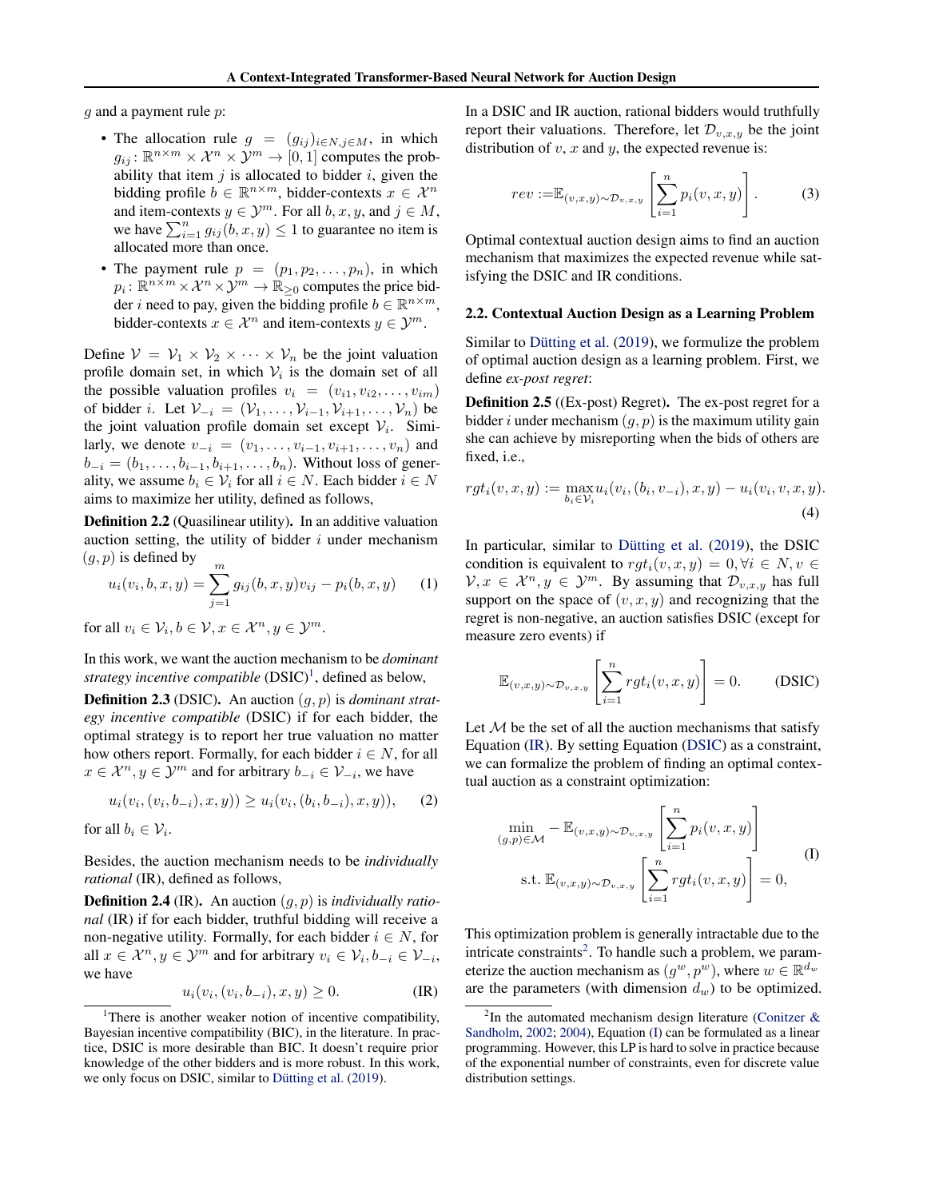$g$ and a payment rule $p$:

- The allocation rule $g = (g_{ij})_{i \in N, j \in M}$, in which $g_{ij}\colon \mathbb{R}^{n\times m} \times \mathcal{X}^n \times \mathcal{Y}^m \to [0,1]$ computes the probability that item $j$ is allocated to bidder $i$, given the bidding profile $b \in \mathbb{R}^{n\times m}$, bidder-contexts $x \in \mathcal{X}^n$ and item-contexts $y \in \mathcal{Y}^m$. For all $b, x, y$, and $j \in M$, we have $\sum_{i=1}^n g_{ij}(b, x, y) \le 1$ to guarantee no item is allocated more than once.
- The payment rule $p = (p_1, p_2, \dots, p_n)$, in which $p_i\colon \mathbb{R}^{n\times m} \times \mathcal{X}^n \times \mathcal{Y}^m \to \mathbb{R}_{\ge 0}$ computes the price bidder $i$ need to pay, given the bidding profile $b \in \mathbb{R}^{n\times m}$, bidder-contexts $x \in \mathcal{X}^n$ and item-contexts $y \in \mathcal{Y}^m$.

Define $\mathcal{V} = \mathcal{V}_1 \times \mathcal{V}_2 \times \dots \times \mathcal{V}_n$ be the joint valuation profile domain set, in which $\mathcal{V}_i$ is the domain set of all the possible valuation profiles $v_i = (v_{i1}, v_{i2}, \dots, v_{im})$ of bidder $i$. Let $\mathcal{V}_{-i} = (\mathcal{V}_1, \dots, \mathcal{V}_{i-1}, \mathcal{V}_{i+1}, \dots, \mathcal{V}_n)$ be the joint valuation profile domain set except $\mathcal{V}_i$. Similarly, we denote $v_{-i} = (v_1, \dots, v_{i-1}, v_{i+1}, \dots, v_n)$ and $b_{-i} = (b_1, \dots, b_{i-1}, b_{i+1}, \dots, b_n)$. Without loss of generality, we assume $b_i \in \mathcal{V}_i$ for all $i \in N$. Each bidder $i \in N$ aims to maximize her utility, defined as follows,

**Definition 2.2** (Quasilinear utility)**.** In an additive valuation auction setting, the utility of bidder $i$ under mechanism $(g, p)$ is defined by

$$u_i(v_i, b, x, y) = \sum_{j=1}^m g_{ij}(b, x, y) v_{ij} - p_i(b, x, y) \qquad (1)$$

for all $v_i \in \mathcal{V}_i, b \in \mathcal{V}, x \in \mathcal{X}^n, y \in \mathcal{Y}^m$.

In this work, we want the auction mechanism to be *dominant strategy incentive compatible* (DSIC)[1], defined as below,

**Definition 2.3** (DSIC)**.** An auction $(g, p)$ is *dominant strategy incentive compatible* (DSIC) if for each bidder, the optimal strategy is to report her true valuation no matter how others report. Formally, for each bidder $i \in N$, for all $x \in \mathcal{X}^n, y \in \mathcal{Y}^m$ and for arbitrary $b_{-i} \in \mathcal{V}_{-i}$, we have

$$u_i(v_i, (v_i, b_{-i}), x, y)) \ge u_i(v_i, (b_i, b_{-i}), x, y)), \qquad (2)$$

for all $b_i \in \mathcal{V}_i$.

Besides, the auction mechanism needs to be *individually rational* (IR), defined as follows,

**Definition 2.4** (IR)**.** An auction $(g, p)$ is *individually rational* (IR) if for each bidder, truthful bidding will receive a non-negative utility. Formally, for each bidder $i \in N$, for all $x \in \mathcal{X}^n, y \in \mathcal{Y}^m$ and for arbitrary $v_i \in \mathcal{V}_i, b_{-i} \in \mathcal{V}_{-i}$, we have

$$u_i(v_i, (v_i, b_{-i}), x, y) \ge 0. \qquad \text{(IR)}$$

[1] There is another weaker notion of incentive compatibility, Bayesian incentive compatibility (BIC), in the literature. In practice, DSIC is more desirable than BIC. It doesn't require prior knowledge of the other bidders and is more robust. In this work, we only focus on DSIC, similar to Dütting et al. (2019).

In a DSIC and IR auction, rational bidders would truthfully report their valuations. Therefore, let $\mathcal{D}_{v,x,y}$ be the joint distribution of $v$, $x$ and $y$, the expected revenue is:

$$rev := \mathbb{E}_{(v,x,y)\sim \mathcal{D}_{v,x,y}} \left[ \sum_{i=1}^n p_i(v, x, y) \right]. \qquad (3)$$

Optimal contextual auction design aims to find an auction mechanism that maximizes the expected revenue while satisfying the DSIC and IR conditions.

### 2.2. Contextual Auction Design as a Learning Problem

Similar to Dütting et al. (2019), we formulize the problem of optimal auction design as a learning problem. First, we define *ex-post regret*:

**Definition 2.5** ((Ex-post) Regret)**.** The ex-post regret for a bidder $i$ under mechanism $(g, p)$ is the maximum utility gain she can achieve by misreporting when the bids of others are fixed, i.e.,

$$rgt_i(v, x, y) := \max_{b_i \in \mathcal{V}_i} u_i(v_i, (b_i, v_{-i}), x, y) - u_i(v_i, v, x, y). \qquad (4)$$

In particular, similar to Dütting et al. (2019), the DSIC condition is equivalent to $rgt_i(v, x, y) = 0, \forall i \in N, v \in \mathcal{V}, x \in \mathcal{X}^n, y \in \mathcal{Y}^m$. By assuming that $\mathcal{D}_{v,x,y}$ has full support on the space of $(v, x, y)$ and recognizing that the regret is non-negative, an auction satisfies DSIC (except for measure zero events) if

$$\mathbb{E}_{(v,x,y)\sim \mathcal{D}_{v,x,y}} \left[ \sum_{i=1}^n rgt_i(v, x, y) \right] = 0. \qquad \text{(DSIC)}$$

Let $\mathcal{M}$ be the set of all the auction mechanisms that satisfy Equation (IR). By setting Equation (DSIC) as a constraint, we can formalize the problem of finding an optimal contextual auction as a constraint optimization:

$$\begin{aligned} \min_{(g,p)\in\mathcal{M}} \; & - \mathbb{E}_{(v,x,y)\sim \mathcal{D}_{v,x,y}} \left[ \sum_{i=1}^n p_i(v, x, y) \right] \\ \text{s.t. } & \mathbb{E}_{(v,x,y)\sim \mathcal{D}_{v,x,y}} \left[ \sum_{i=1}^n rgt_i(v, x, y) \right] = 0, \end{aligned} \qquad \text{(I)}$$

This optimization problem is generally intractable due to the intricate constraints[2]. To handle such a problem, we parameterize the auction mechanism as $(g^w, p^w)$, where $w \in \mathbb{R}^{d_w}$ are the parameters (with dimension $d_w$) to be optimized.

[2] In the automated mechanism design literature (Conitzer & Sandholm, 2002; 2004), Equation (I) can be formulated as a linear programming. However, this LP is hard to solve in practice because of the exponential number of constraints, even for discrete value distribution settings.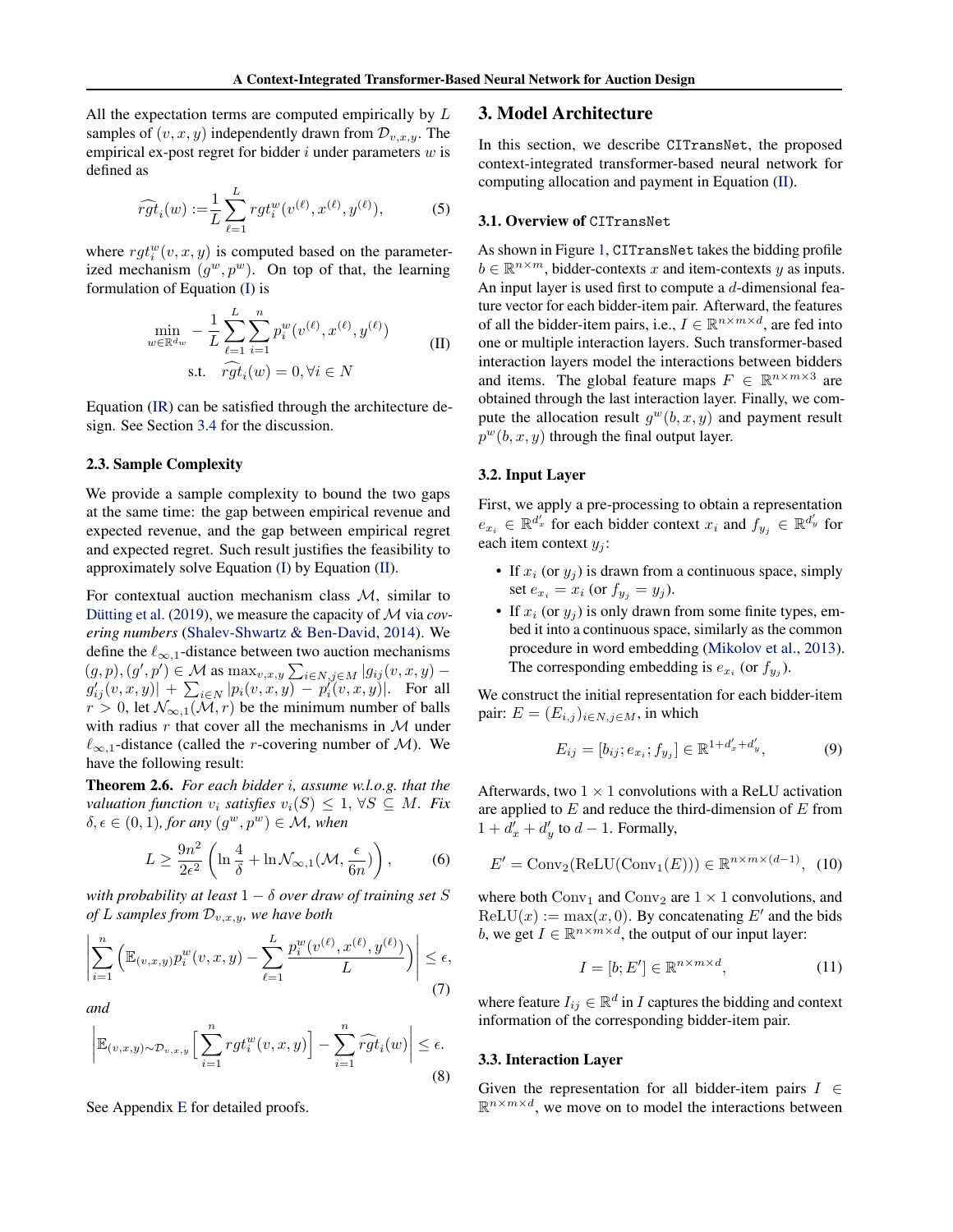All the expectation terms are computed empirically by $L$ samples of $(v, x, y)$ independently drawn from $\mathcal{D}_{v,x,y}$. The empirical ex-post regret for bidder $i$ under parameters $w$ is defined as

$$\widehat{rgt}_i(w) := \frac{1}{L}\sum_{\ell=1}^{L} rgt_i^w(v^{(\ell)}, x^{(\ell)}, y^{(\ell)}), \tag{5}$$

where $rgt_i^w(v, x, y)$ is computed based on the parameterized mechanism $(g^w, p^w)$. On top of that, the learning formulation of Equation (I) is

$$\begin{aligned} \min_{w \in \mathbb{R}^{d_w}} \quad & -\frac{1}{L}\sum_{\ell=1}^{L}\sum_{i=1}^{n} p_i^w(v^{(\ell)}, x^{(\ell)}, y^{(\ell)}) \\ \text{s.t.} \quad & \widehat{rgt}_i(w) = 0, \forall i \in N \end{aligned} \tag{II}$$

Equation (IR) can be satisfied through the architecture design. See Section 3.4 for the discussion.

### 2.3. Sample Complexity

We provide a sample complexity to bound the two gaps at the same time: the gap between empirical revenue and expected revenue, and the gap between empirical regret and expected regret. Such result justifies the feasibility to approximately solve Equation (I) by Equation (II).

For contextual auction mechanism class $\mathcal{M}$, similar to Dütting et al. (2019), we measure the capacity of $\mathcal{M}$ via *covering numbers* (Shalev-Shwartz & Ben-David, 2014). We define the $\ell_{\infty,1}$-distance between two auction mechanisms $(g, p), (g', p') \in \mathcal{M}$ as $\max_{v,x,y}\sum_{i\in N, j\in M}|g_{ij}(v, x, y) - g'_{ij}(v, x, y)| + \sum_{i\in N}|p_i(v, x, y) - p'_i(v, x, y)|$. For all $r > 0$, let $\mathcal{N}_{\infty,1}(\mathcal{M}, r)$ be the minimum number of balls with radius $r$ that cover all the mechanisms in $\mathcal{M}$ under $\ell_{\infty,1}$-distance (called the $r$-covering number of $\mathcal{M}$). We have the following result:

**Theorem 2.6.** *For each bidder $i$, assume w.l.o.g. that the valuation function $v_i$ satisfies $v_i(S) \leq 1$, $\forall S \subseteq M$. Fix $\delta, \epsilon \in (0, 1)$, for any $(g^w, p^w) \in \mathcal{M}$, when*

$$L \geq \frac{9n^2}{2\epsilon^2}\left(\ln\frac{4}{\delta} + \ln\mathcal{N}_{\infty,1}(\mathcal{M}, \frac{\epsilon}{6n})\right), \tag{6}$$

*with probability at least $1 - \delta$ over draw of training set $S$ of $L$ samples from $\mathcal{D}_{v,x,y}$, we have both*

$$\left|\sum_{i=1}^{n}\left(\mathbb{E}_{(v,x,y)}p_i^w(v, x, y) - \sum_{\ell=1}^{L}\frac{p_i^w(v^{(\ell)}, x^{(\ell)}, y^{(\ell)})}{L}\right)\right| \leq \epsilon, \tag{7}$$

*and*

$$\left|\mathbb{E}_{(v,x,y)\sim\mathcal{D}_{v,x,y}}\Big[\sum_{i=1}^{n} rgt_i^w(v, x, y)\Big] - \sum_{i=1}^{n}\widehat{rgt}_i(w)\right| \leq \epsilon. \tag{8}$$

See Appendix E for detailed proofs.

## 3. Model Architecture

In this section, we describe `CITransNet`, the proposed context-integrated transformer-based neural network for computing allocation and payment in Equation (II).

### 3.1. Overview of `CITransNet`

As shown in Figure 1, `CITransNet` takes the bidding profile $b \in \mathbb{R}^{n\times m}$, bidder-contexts $x$ and item-contexts $y$ as inputs. An input layer is used first to compute a $d$-dimensional feature vector for each bidder-item pair. Afterward, the features of all the bidder-item pairs, i.e., $I \in \mathbb{R}^{n\times m\times d}$, are fed into one or multiple interaction layers. Such transformer-based interaction layers model the interactions between bidders and items. The global feature maps $F \in \mathbb{R}^{n\times m\times 3}$ are obtained through the last interaction layer. Finally, we compute the allocation result $g^w(b, x, y)$ and payment result $p^w(b, x, y)$ through the final output layer.

### 3.2. Input Layer

First, we apply a pre-processing to obtain a representation $e_{x_i} \in \mathbb{R}^{d'_x}$ for each bidder context $x_i$ and $f_{y_j} \in \mathbb{R}^{d'_y}$ for each item context $y_j$:

- If $x_i$ (or $y_j$) is drawn from a continuous space, simply set $e_{x_i} = x_i$ (or $f_{y_j} = y_j$).
- If $x_i$ (or $y_j$) is only drawn from some finite types, embed it into a continuous space, similarly as the common procedure in word embedding (Mikolov et al., 2013). The corresponding embedding is $e_{x_i}$ (or $f_{y_j}$).

We construct the initial representation for each bidder-item pair: $E = (E_{i,j})_{i\in N, j\in M}$, in which

$$E_{ij} = [b_{ij}; e_{x_i}; f_{y_j}] \in \mathbb{R}^{1+d'_x+d'_y}, \tag{9}$$

Afterwards, two $1 \times 1$ convolutions with a ReLU activation are applied to $E$ and reduce the third-dimension of $E$ from $1 + d'_x + d'_y$ to $d - 1$. Formally,

$$E' = \text{Conv}_2(\text{ReLU}(\text{Conv}_1(E))) \in \mathbb{R}^{n\times m\times(d-1)}, \tag{10}$$

where both $\text{Conv}_1$ and $\text{Conv}_2$ are $1 \times 1$ convolutions, and $\text{ReLU}(x) := \max(x, 0)$. By concatenating $E'$ and the bids $b$, we get $I \in \mathbb{R}^{n\times m\times d}$, the output of our input layer:

$$I = [b; E'] \in \mathbb{R}^{n\times m\times d}, \tag{11}$$

where feature $I_{ij} \in \mathbb{R}^d$ in $I$ captures the bidding and context information of the corresponding bidder-item pair.

### 3.3. Interaction Layer

Given the representation for all bidder-item pairs $I \in \mathbb{R}^{n\times m\times d}$, we move on to model the interactions between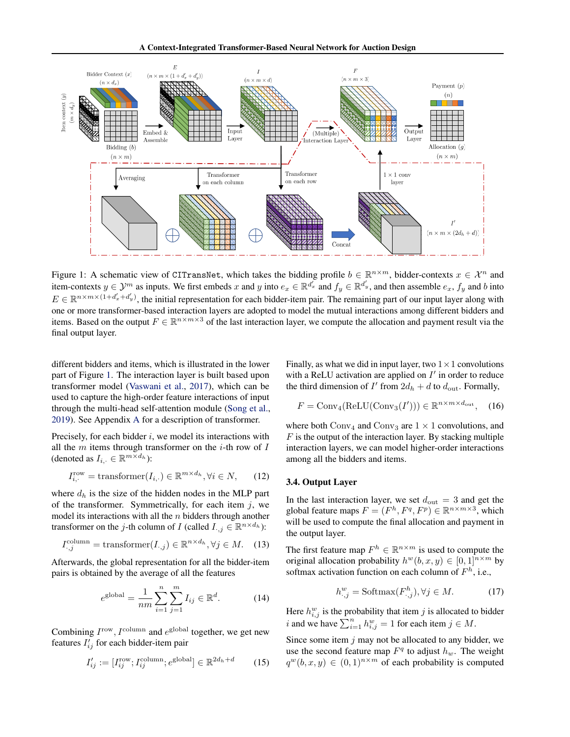Figure 1: A schematic view of `CITransNet`, which takes the bidding profile $b \in \mathbb{R}^{n\times m}$, bidder-contexts $x \in \mathcal{X}^n$ and item-contexts $y \in \mathcal{Y}^m$ as inputs. We first embeds $x$ and $y$ into $e_x \in \mathbb{R}^{d'_x}$ and $f_y \in \mathbb{R}^{d'_y}$, and then assemble $e_x, f_y$ and $b$ into $E \in \mathbb{R}^{n\times m\times(1+d'_x+d'_y)}$, the initial representation for each bidder-item pair. The remaining part of our input layer along with one or more transformer-based interaction layers are adopted to model the mutual interactions among different bidders and items. Based on the output $F \in \mathbb{R}^{n\times m\times 3}$ of the last interaction layer, we compute the allocation and payment result via the final output layer.

different bidders and items, which is illustrated in the lower part of Figure 1. The interaction layer is built based upon transformer model (Vaswani et al., 2017), which can be used to capture the high-order feature interactions of input through the multi-head self-attention module (Song et al., 2019). See Appendix A for a description of transformer.

Precisely, for each bidder $i$, we model its interactions with all the $m$ items through transformer on the $i$-th row of $I$ (denoted as $I_{i,\cdot} \in \mathbb{R}^{m\times d_h}$):

$$I^{\text{row}}_{i,\cdot} = \text{transformer}(I_{i,\cdot}) \in \mathbb{R}^{m\times d_h}, \forall i \in N, \quad (12)$$

where $d_h$ is the size of the hidden nodes in the MLP part of the transformer. Symmetrically, for each item $j$, we model its interactions with all the $n$ bidders through another transformer on the $j$-th column of $I$ (called $I_{\cdot,j} \in \mathbb{R}^{n\times d_h}$):

$$I^{\text{column}}_{\cdot,j} = \text{transformer}(I_{\cdot,j}) \in \mathbb{R}^{n\times d_h}, \forall j \in M. \quad (13)$$

Afterwards, the global representation for all the bidder-item pairs is obtained by the average of all the features

$$e^{\text{global}} = \frac{1}{nm}\sum_{i=1}^{n}\sum_{j=1}^{m} I_{ij} \in \mathbb{R}^d. \quad (14)$$

Combining $I^{\text{row}}$, $I^{\text{column}}$ and $e^{\text{global}}$ together, we get new features $I'_{ij}$ for each bidder-item pair

$$I'_{ij} := [I^{\text{row}}_{ij}; I^{\text{column}}_{ij}; e^{\text{global}}] \in \mathbb{R}^{2d_h+d} \quad (15)$$

Finally, as what we did in input layer, two $1\times 1$ convolutions with a ReLU activation are applied on $I'$ in order to reduce the third dimension of $I'$ from $2d_h + d$ to $d_{\text{out}}$. Formally,

$$F = \text{Conv}_4(\text{ReLU}(\text{Conv}_3(I'))) \in \mathbb{R}^{n\times m\times d_{\text{out}}}, \quad (16)$$

where both $\text{Conv}_4$ and $\text{Conv}_3$ are $1\times 1$ convolutions, and $F$ is the output of the interaction layer. By stacking multiple interaction layers, we can model higher-order interactions among all the bidders and items.

### 3.4. Output Layer

In the last interaction layer, we set $d_{\text{out}} = 3$ and get the global feature maps $F = (F^h, F^q, F^p) \in \mathbb{R}^{n\times m\times 3}$, which will be used to compute the final allocation and payment in the output layer.

The first feature map $F^h \in \mathbb{R}^{n\times m}$ is used to compute the original allocation probability $h^w(b, x, y) \in [0, 1]^{n\times m}$ by softmax activation function on each column of $F^h$, i.e.,

$$h^w_{\cdot,j} = \text{Softmax}(F^h_{\cdot,j}), \forall j \in M. \quad (17)$$

Here $h^w_{i,j}$ is the probability that item $j$ is allocated to bidder $i$ and we have $\sum_{i=1}^{n} h^w_{i,j} = 1$ for each item $j \in M$.

Since some item $j$ may not be allocated to any bidder, we use the second feature map $F^q$ to adjust $h_w$. The weight $q^w(b, x, y) \in (0, 1)^{n\times m}$ of each probability is computed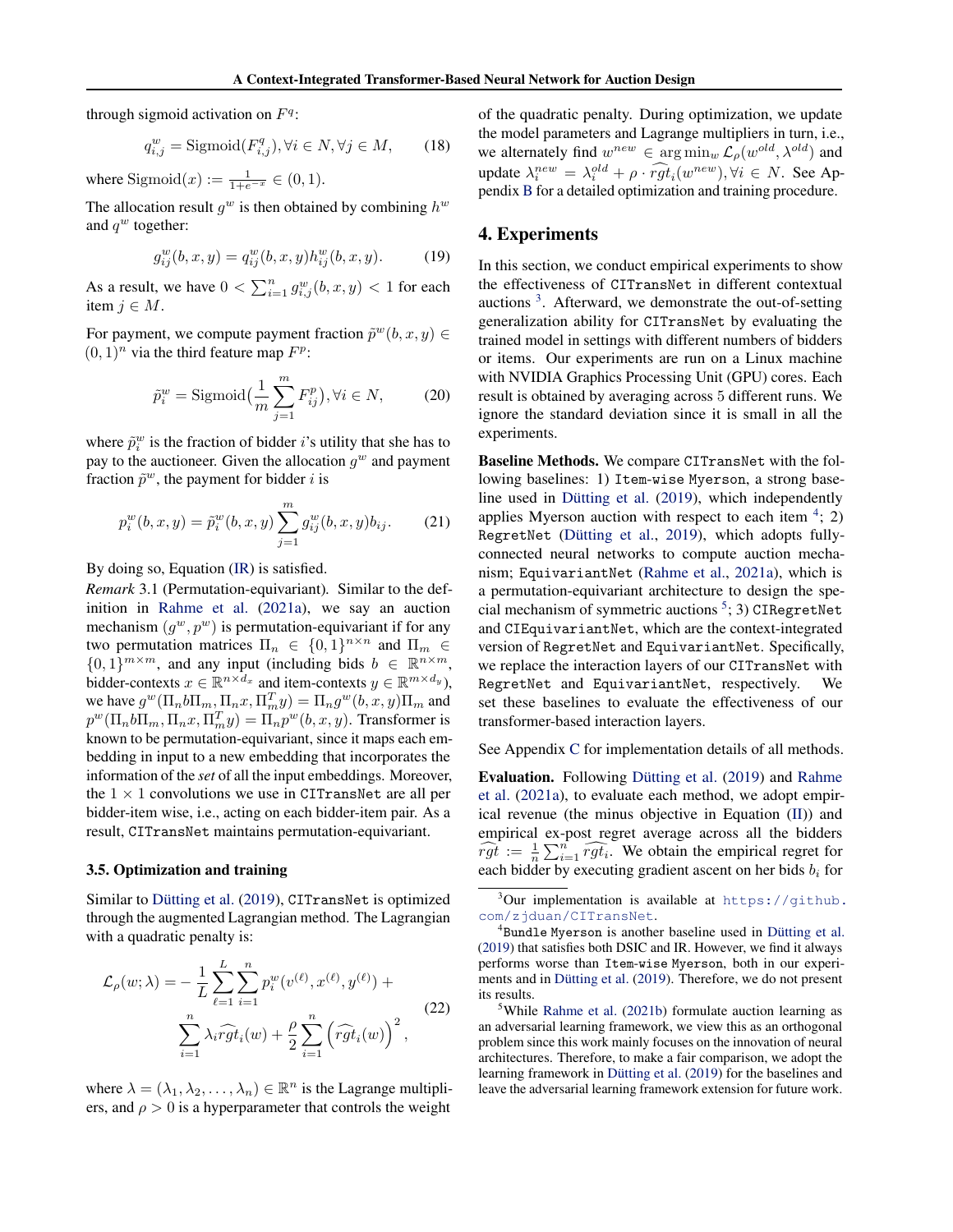through sigmoid activation on $F^q$:

$$q^w_{i,j} = \text{Sigmoid}(F^q_{i,j}), \forall i \in N, \forall j \in M, \quad (18)$$

where $\text{Sigmoid}(x) := \frac{1}{1+e^{-x}} \in (0, 1)$.

The allocation result $g^w$ is then obtained by combining $h^w$ and $q^w$ together:

$$g^w_{ij}(b, x, y) = q^w_{ij}(b, x, y) h^w_{ij}(b, x, y). \quad (19)$$

As a result, we have $0 < \sum_{i=1}^n g^w_{i,j}(b, x, y) < 1$ for each item $j \in M$.

For payment, we compute payment fraction $\tilde{p}^w(b, x, y) \in (0, 1)^n$ via the third feature map $F^p$:

$$\tilde{p}^w_i = \text{Sigmoid}\big(\frac{1}{m} \sum_{j=1}^m F^p_{ij}\big), \forall i \in N, \quad (20)$$

where $\tilde{p}^w_i$ is the fraction of bidder $i$'s utility that she has to pay to the auctioneer. Given the allocation $g^w$ and payment fraction $\tilde{p}^w$, the payment for bidder $i$ is

$$p^w_i(b, x, y) = \tilde{p}^w_i(b, x, y) \sum_{j=1}^m g^w_{ij}(b, x, y) b_{ij}. \quad (21)$$

By doing so, Equation (IR) is satisfied.

*Remark* 3.1 (Permutation-equivariant). Similar to the definition in Rahme et al. (2021a), we say an auction mechanism $(g^w, p^w)$ is permutation-equivariant if for any two permutation matrices $\Pi_n \in \{0, 1\}^{n \times n}$ and $\Pi_m \in \{0, 1\}^{m \times m}$, and any input (including bids $b \in \mathbb{R}^{n \times m}$, bidder-contexts $x \in \mathbb{R}^{n \times d_x}$ and item-contexts $y \in \mathbb{R}^{m \times d_y}$), we have $g^w(\Pi_n b \Pi_m, \Pi_n x, \Pi_m^T y) = \Pi_n g^w(b, x, y) \Pi_m$ and $p^w(\Pi_n b \Pi_m, \Pi_n x, \Pi_m^T y) = \Pi_n p^w(b, x, y)$. Transformer is known to be permutation-equivariant, since it maps each embedding in input to a new embedding that incorporates the information of the *set* of all the input embeddings. Moreover, the $1 \times 1$ convolutions we use in CITransNet are all per bidder-item wise, i.e., acting on each bidder-item pair. As a result, CITransNet maintains permutation-equivariant.

### 3.5. Optimization and training

Similar to Dütting et al. (2019), CITransNet is optimized through the augmented Lagrangian method. The Lagrangian with a quadratic penalty is:

$$\mathcal{L}_\rho(w; \lambda) = -\frac{1}{L} \sum_{\ell=1}^L \sum_{i=1}^n p^w_i(v^{(\ell)}, x^{(\ell)}, y^{(\ell)}) + \sum_{i=1}^n \lambda_i \widehat{rgt}_i(w) + \frac{\rho}{2} \sum_{i=1}^n \left(\widehat{rgt}_i(w)\right)^2, \quad (22)$$

where $\lambda = (\lambda_1, \lambda_2, \ldots, \lambda_n) \in \mathbb{R}^n$ is the Lagrange multipliers, and $\rho > 0$ is a hyperparameter that controls the weight of the quadratic penalty. During optimization, we update the model parameters and Lagrange multipliers in turn, i.e., we alternately find $w^{new} \in \arg\min_w \mathcal{L}_\rho(w^{old}, \lambda^{old})$ and update $\lambda^{new}_i = \lambda^{old}_i + \rho \cdot \widehat{rgt}_i(w^{new}), \forall i \in N$. See Appendix B for a detailed optimization and training procedure.

## 4. Experiments

In this section, we conduct empirical experiments to show the effectiveness of CITransNet in different contextual auctions [3]. Afterward, we demonstrate the out-of-setting generalization ability for CITransNet by evaluating the trained model in settings with different numbers of bidders or items. Our experiments are run on a Linux machine with NVIDIA Graphics Processing Unit (GPU) cores. Each result is obtained by averaging across 5 different runs. We ignore the standard deviation since it is small in all the experiments.

**Baseline Methods.** We compare CITransNet with the following baselines: 1) Item-wise Myerson, a strong baseline used in Dütting et al. (2019), which independently applies Myerson auction with respect to each item [4]; 2) RegretNet (Dütting et al., 2019), which adopts fully-connected neural networks to compute auction mechanism; EquivariantNet (Rahme et al., 2021a), which is a permutation-equivariant architecture to design the special mechanism of symmetric auctions [5]; 3) CIRegretNet and CIEquivariantNet, which are the context-integrated version of RegretNet and EquivariantNet. Specifically, we replace the interaction layers of our CITransNet with RegretNet and EquivariantNet, respectively. We set these baselines to evaluate the effectiveness of our transformer-based interaction layers.

See Appendix C for implementation details of all methods.

**Evaluation.** Following Dütting et al. (2019) and Rahme et al. (2021a), to evaluate each method, we adopt empirical revenue (the minus objective in Equation (II)) and empirical ex-post regret average across all the bidders $\widehat{rgt} := \frac{1}{n} \sum_{i=1}^n \widehat{rgt}_i$. We obtain the empirical regret for each bidder by executing gradient ascent on her bids $b_i$ for

[3] Our implementation is available at https://github.com/zjduan/CITransNet.

[4] Bundle Myerson is another baseline used in Dütting et al. (2019) that satisfies both DSIC and IR. However, we find it always performs worse than Item-wise Myerson, both in our experiments and in Dütting et al. (2019). Therefore, we do not present its results.

[5] While Rahme et al. (2021b) formulate auction learning as an adversarial learning framework, we view this as an orthogonal problem since this work mainly focuses on the innovation of neural architectures. Therefore, to make a fair comparison, we adopt the learning framework in Dütting et al. (2019) for the baselines and leave the adversarial learning framework extension for future work.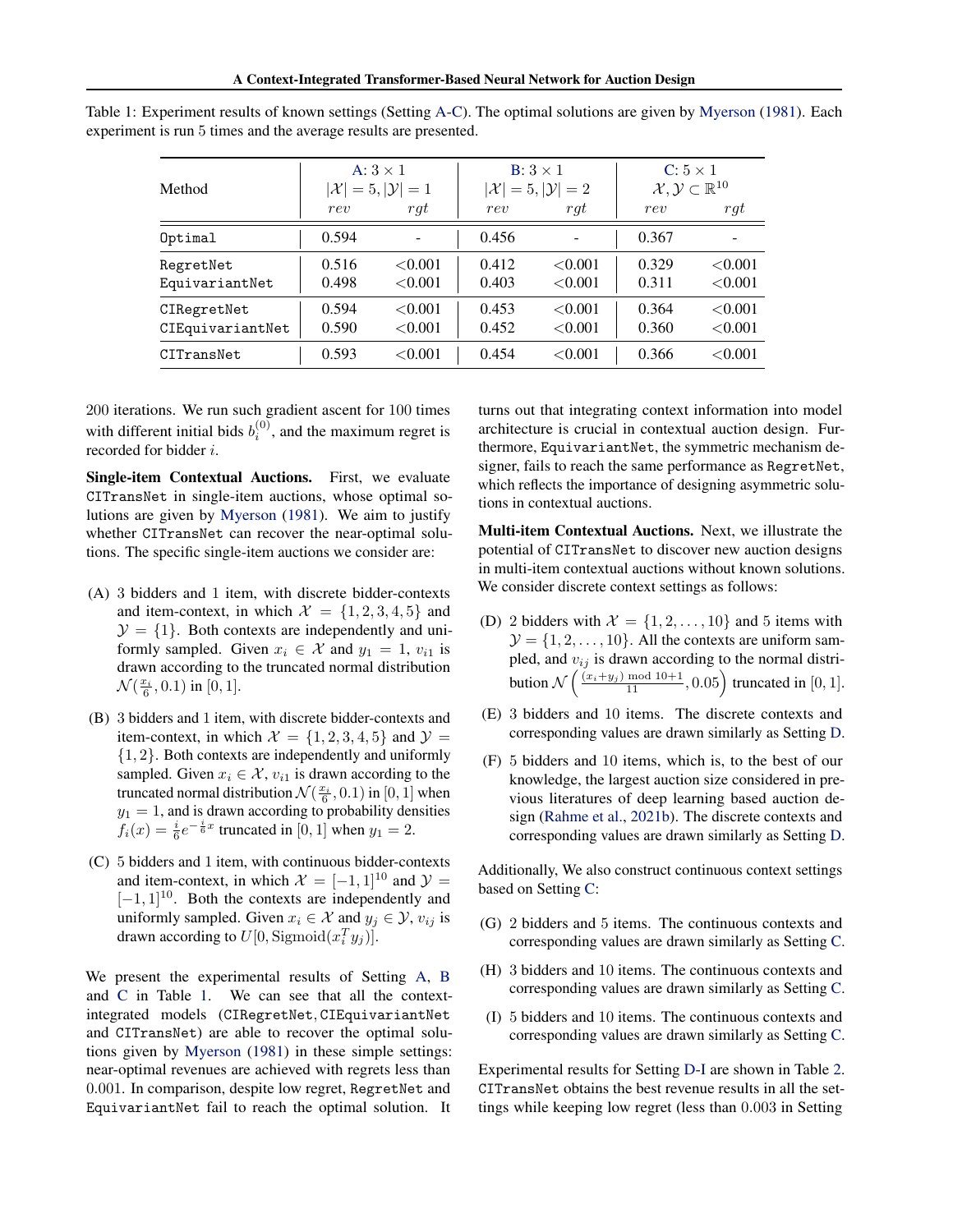Table 1: Experiment results of known settings (Setting A-C). The optimal solutions are given by Myerson (1981). Each experiment is run 5 times and the average results are presented.

| Method | A: $3 \times 1$ $\lvert\mathcal{X}\rvert = 5, \lvert\mathcal{Y}\rvert = 1$ | | B: $3 \times 1$ $\lvert\mathcal{X}\rvert = 5, \lvert\mathcal{Y}\rvert = 2$ | | C: $5 \times 1$ $\mathcal{X}, \mathcal{Y} \subset \mathbb{R}^{10}$ | |
|---|---|---|---|---|---|---|
| | $rev$ | $rgt$ | $rev$ | $rgt$ | $rev$ | $rgt$ |
| `Optimal` | 0.594 | - | 0.456 | - | 0.367 | - |
| `RegretNet` | 0.516 | <0.001 | 0.412 | <0.001 | 0.329 | <0.001 |
| `EquivariantNet` | 0.498 | <0.001 | 0.403 | <0.001 | 0.311 | <0.001 |
| `CIRegretNet` | 0.594 | <0.001 | 0.453 | <0.001 | 0.364 | <0.001 |
| `CIEquivariantNet` | 0.590 | <0.001 | 0.452 | <0.001 | 0.360 | <0.001 |
| `CITransNet` | 0.593 | <0.001 | 0.454 | <0.001 | 0.366 | <0.001 |

200 iterations. We run such gradient ascent for 100 times with different initial bids $b_i^{(0)}$, and the maximum regret is recorded for bidder $i$.

**Single-item Contextual Auctions.** First, we evaluate `CITransNet` in single-item auctions, whose optimal solutions are given by Myerson (1981). We aim to justify whether `CITransNet` can recover the near-optimal solutions. The specific single-item auctions we consider are:

(A) 3 bidders and 1 item, with discrete bidder-contexts and item-context, in which $\mathcal{X} = \{1, 2, 3, 4, 5\}$ and $\mathcal{Y} = \{1\}$. Both contexts are independently and uniformly sampled. Given $x_i \in \mathcal{X}$ and $y_1 = 1$, $v_{i1}$ is drawn according to the truncated normal distribution $\mathcal{N}(\frac{x_i}{6}, 0.1)$ in $[0, 1]$.

(B) 3 bidders and 1 item, with discrete bidder-contexts and item-context, in which $\mathcal{X} = \{1, 2, 3, 4, 5\}$ and $\mathcal{Y} = \{1, 2\}$. Both contexts are independently and uniformly sampled. Given $x_i \in \mathcal{X}$, $v_{i1}$ is drawn according to the truncated normal distribution $\mathcal{N}(\frac{x_i}{6}, 0.1)$ in $[0, 1]$ when $y_1 = 1$, and is drawn according to probability densities $f_i(x) = \frac{i}{6} e^{-\frac{i}{6}x}$ truncated in $[0, 1]$ when $y_1 = 2$.

(C) 5 bidders and 1 item, with continuous bidder-contexts and item-context, in which $\mathcal{X} = [-1, 1]^{10}$ and $\mathcal{Y} = [-1, 1]^{10}$. Both the contexts are independently and uniformly sampled. Given $x_i \in \mathcal{X}$ and $y_j \in \mathcal{Y}$, $v_{ij}$ is drawn according to $U[0, \text{Sigmoid}(x_i^T y_j)]$.

We present the experimental results of Setting A, B and C in Table 1. We can see that all the context-integrated models (`CIRegretNet`, `CIEquivariantNet` and `CITransNet`) are able to recover the optimal solutions given by Myerson (1981) in these simple settings: near-optimal revenues are achieved with regrets less than 0.001. In comparison, despite low regret, `RegretNet` and `EquivariantNet` fail to reach the optimal solution. It turns out that integrating context information into model architecture is crucial in contextual auction design. Furthermore, `EquivariantNet`, the symmetric mechanism designer, fails to reach the same performance as `RegretNet`, which reflects the importance of designing asymmetric solutions in contextual auctions.

**Multi-item Contextual Auctions.** Next, we illustrate the potential of `CITransNet` to discover new auction designs in multi-item contextual auctions without known solutions. We consider discrete context settings as follows:

(D) 2 bidders with $\mathcal{X} = \{1, 2, \ldots, 10\}$ and 5 items with $\mathcal{Y} = \{1, 2, \ldots, 10\}$. All the contexts are uniform sampled, and $v_{ij}$ is drawn according to the normal distribution $\mathcal{N}\left(\frac{(x_i + y_j) \bmod 10 + 1}{11}, 0.05\right)$ truncated in $[0, 1]$.

(E) 3 bidders and 10 items. The discrete contexts and corresponding values are drawn similarly as Setting D.

(F) 5 bidders and 10 items, which is, to the best of our knowledge, the largest auction size considered in previous literatures of deep learning based auction design (Rahme et al., 2021b). The discrete contexts and corresponding values are drawn similarly as Setting D.

Additionally, We also construct continuous context settings based on Setting C:

(G) 2 bidders and 5 items. The continuous contexts and corresponding values are drawn similarly as Setting C.

(H) 3 bidders and 10 items. The continuous contexts and corresponding values are drawn similarly as Setting C.

(I) 5 bidders and 10 items. The continuous contexts and corresponding values are drawn similarly as Setting C.

Experimental results for Setting D-I are shown in Table 2. `CITransNet` obtains the best revenue results in all the settings while keeping low regret (less than 0.003 in Setting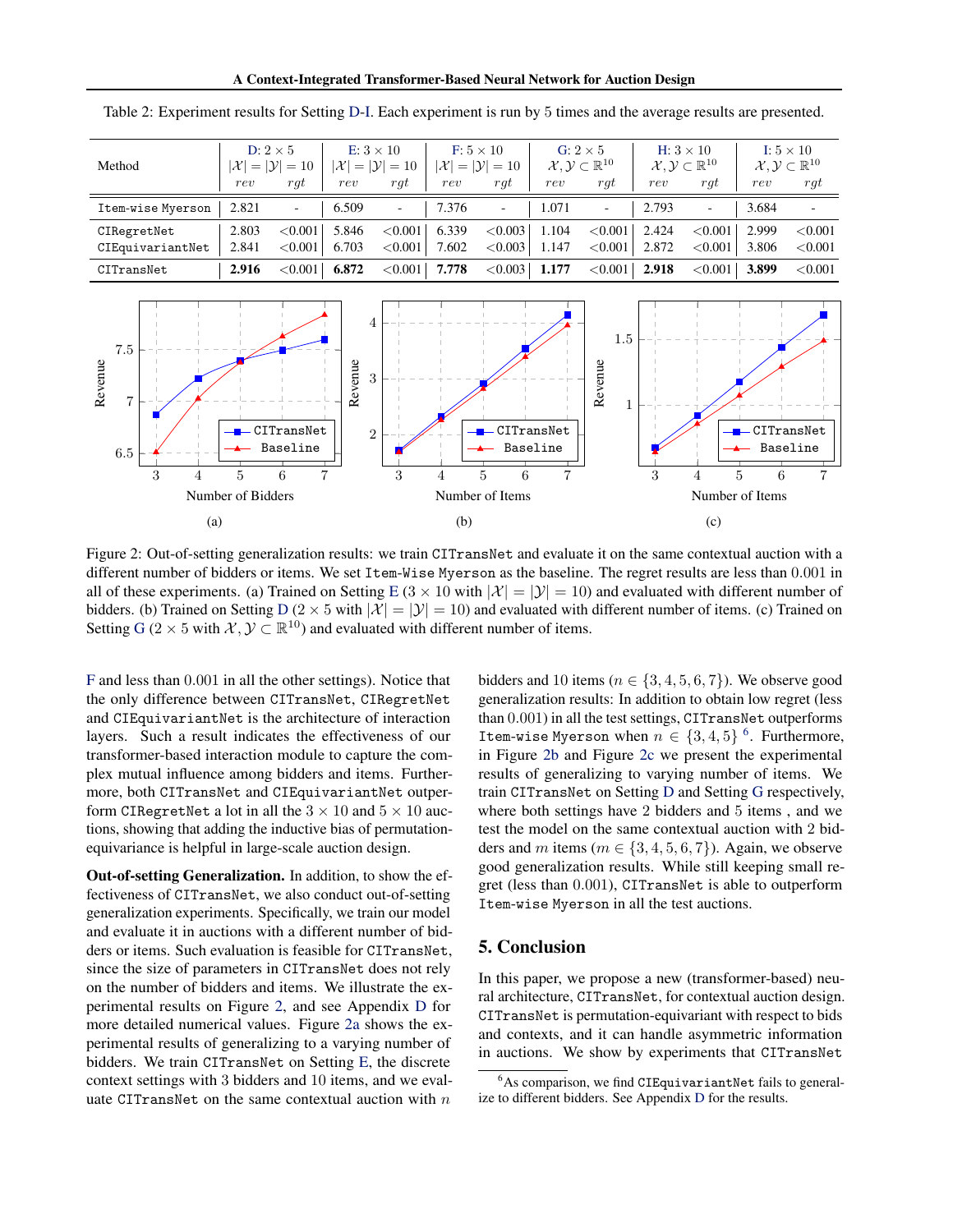Table 2: Experiment results for Setting D-I. Each experiment is run by 5 times and the average results are presented.

| Method | D: $2 \times 5$ $\|\mathcal{X}\| = \|\mathcal{Y}\| = 10$ | | E: $3 \times 10$ $\|\mathcal{X}\| = \|\mathcal{Y}\| = 10$ | | F: $5 \times 10$ $\|\mathcal{X}\| = \|\mathcal{Y}\| = 10$ | | G: $2 \times 5$ $\mathcal{X}, \mathcal{Y} \subset \mathbb{R}^{10}$ | | H: $3 \times 10$ $\mathcal{X}, \mathcal{Y} \subset \mathbb{R}^{10}$ | | I: $5 \times 10$ $\mathcal{X}, \mathcal{Y} \subset \mathbb{R}^{10}$ | |
|---|---|---|---|---|---|---|---|---|---|---|---|---|
| | $rev$ | $rgt$ | $rev$ | $rgt$ | $rev$ | $rgt$ | $rev$ | $rgt$ | $rev$ | $rgt$ | $rev$ | $rgt$ |
| Item-wise Myerson | 2.821 | - | 6.509 | - | 7.376 | - | 1.071 | - | 2.793 | - | 3.684 | - |
| CIRegretNet | 2.803 | <0.001 | 5.846 | <0.001 | 6.339 | <0.003 | 1.104 | <0.001 | 2.424 | <0.001 | 2.999 | <0.001 |
| CIEquivariantNet | 2.841 | <0.001 | 6.703 | <0.001 | 7.602 | <0.003 | 1.147 | <0.001 | 2.872 | <0.001 | 3.806 | <0.001 |
| CITransNet | **2.916** | <0.001 | **6.872** | <0.001 | **7.778** | <0.003 | **1.177** | <0.001 | **2.918** | <0.001 | **3.899** | <0.001 |

Figure 2: Out-of-setting generalization results: we train CITransNet and evaluate it on the same contextual auction with a different number of bidders or items. We set Item-Wise Myerson as the baseline. The regret results are less than 0.001 in all of these experiments. (a) Trained on Setting E ($3 \times 10$ with $|\mathcal{X}| = |\mathcal{Y}| = 10$) and evaluated with different number of bidders. (b) Trained on Setting D ($2 \times 5$ with $|\mathcal{X}| = |\mathcal{Y}| = 10$) and evaluated with different number of items. (c) Trained on Setting G ($2 \times 5$ with $\mathcal{X}, \mathcal{Y} \subset \mathbb{R}^{10}$) and evaluated with different number of items.

F and less than 0.001 in all the other settings). Notice that the only difference between CITransNet, CIRegretNet and CIEquivariantNet is the architecture of interaction layers. Such a result indicates the effectiveness of our transformer-based interaction module to capture the complex mutual influence among bidders and items. Furthermore, both CITransNet and CIEquivariantNet outperform CIRegretNet a lot in all the $3 \times 10$ and $5 \times 10$ auctions, showing that adding the inductive bias of permutation-equivariance is helpful in large-scale auction design.

**Out-of-setting Generalization.** In addition, to show the effectiveness of CITransNet, we also conduct out-of-setting generalization experiments. Specifically, we train our model and evaluate it in auctions with a different number of bidders or items. Such evaluation is feasible for CITransNet, since the size of parameters in CITransNet does not rely on the number of bidders and items. We illustrate the experimental results on Figure 2, and see Appendix D for more detailed numerical values. Figure 2a shows the experimental results of generalizing to a varying number of bidders. We train CITransNet on Setting E, the discrete context settings with 3 bidders and 10 items, and we evaluate CITransNet on the same contextual auction with $n$ bidders and 10 items ($n \in \{3, 4, 5, 6, 7\}$). We observe good generalization results: In addition to obtain low regret (less than 0.001) in all the test settings, CITransNet outperforms Item-wise Myerson when $n \in \{3, 4, 5\}$ [6]. Furthermore, in Figure 2b and Figure 2c we present the experimental results of generalizing to varying number of items. We train CITransNet on Setting D and Setting G respectively, where both settings have 2 bidders and 5 items , and we test the model on the same contextual auction with 2 bidders and $m$ items ($m \in \{3, 4, 5, 6, 7\}$). Again, we observe good generalization results. While still keeping small regret (less than 0.001), CITransNet is able to outperform Item-wise Myerson in all the test auctions.

## 5. Conclusion

In this paper, we propose a new (transformer-based) neural architecture, CITransNet, for contextual auction design. CITransNet is permutation-equivariant with respect to bids and contexts, and it can handle asymmetric information in auctions. We show by experiments that CITransNet

[6] As comparison, we find CIEquivariantNet fails to generalize to different bidders. See Appendix D for the results.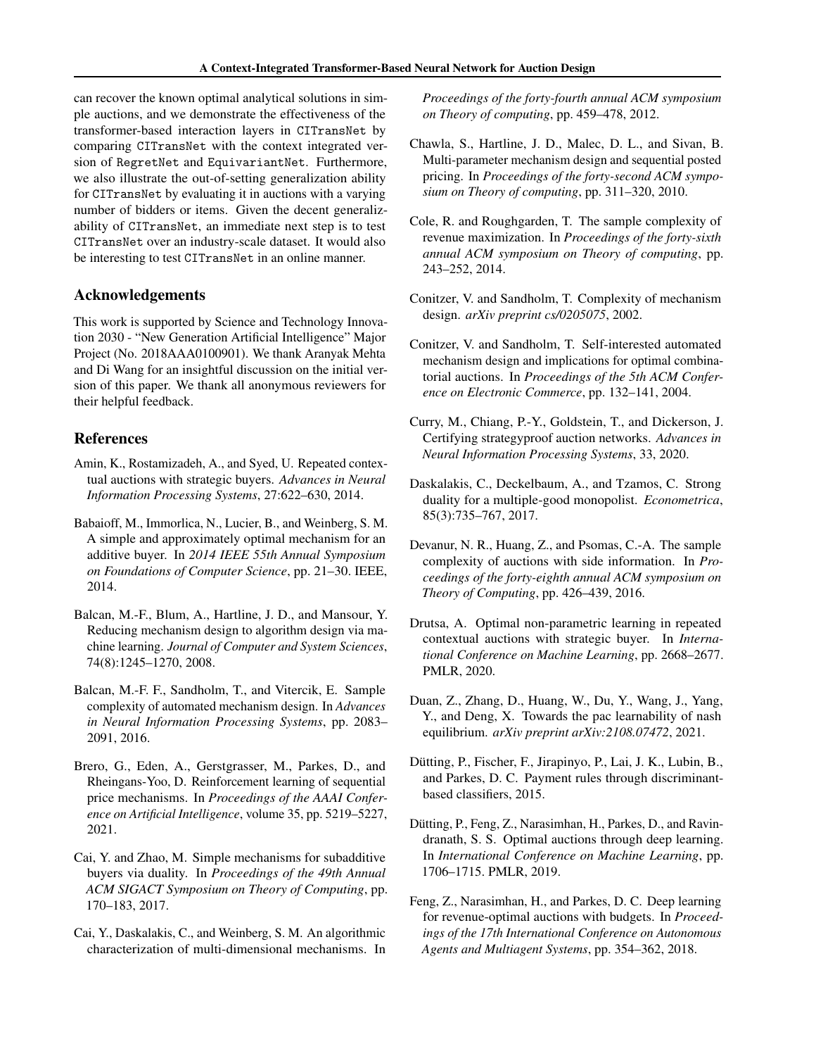can recover the known optimal analytical solutions in simple auctions, and we demonstrate the effectiveness of the transformer-based interaction layers in CITransNet by comparing CITransNet with the context integrated version of RegretNet and EquivariantNet. Furthermore, we also illustrate the out-of-setting generalization ability for CITransNet by evaluating it in auctions with a varying number of bidders or items. Given the decent generalizability of CITransNet, an immediate next step is to test CITransNet over an industry-scale dataset. It would also be interesting to test CITransNet in an online manner.

## Acknowledgements

This work is supported by Science and Technology Innovation 2030 - "New Generation Artificial Intelligence" Major Project (No. 2018AAA0100901). We thank Aranyak Mehta and Di Wang for an insightful discussion on the initial version of this paper. We thank all anonymous reviewers for their helpful feedback.

## References

Amin, K., Rostamizadeh, A., and Syed, U. Repeated contextual auctions with strategic buyers. *Advances in Neural Information Processing Systems*, 27:622–630, 2014.

Babaioff, M., Immorlica, N., Lucier, B., and Weinberg, S. M. A simple and approximately optimal mechanism for an additive buyer. In *2014 IEEE 55th Annual Symposium on Foundations of Computer Science*, pp. 21–30. IEEE, 2014.

Balcan, M.-F., Blum, A., Hartline, J. D., and Mansour, Y. Reducing mechanism design to algorithm design via machine learning. *Journal of Computer and System Sciences*, 74(8):1245–1270, 2008.

Balcan, M.-F. F., Sandholm, T., and Vitercik, E. Sample complexity of automated mechanism design. In *Advances in Neural Information Processing Systems*, pp. 2083–2091, 2016.

Brero, G., Eden, A., Gerstgrasser, M., Parkes, D., and Rheingans-Yoo, D. Reinforcement learning of sequential price mechanisms. In *Proceedings of the AAAI Conference on Artificial Intelligence*, volume 35, pp. 5219–5227, 2021.

Cai, Y. and Zhao, M. Simple mechanisms for subadditive buyers via duality. In *Proceedings of the 49th Annual ACM SIGACT Symposium on Theory of Computing*, pp. 170–183, 2017.

Cai, Y., Daskalakis, C., and Weinberg, S. M. An algorithmic characterization of multi-dimensional mechanisms. In *Proceedings of the forty-fourth annual ACM symposium on Theory of computing*, pp. 459–478, 2012.

Chawla, S., Hartline, J. D., Malec, D. L., and Sivan, B. Multi-parameter mechanism design and sequential posted pricing. In *Proceedings of the forty-second ACM symposium on Theory of computing*, pp. 311–320, 2010.

Cole, R. and Roughgarden, T. The sample complexity of revenue maximization. In *Proceedings of the forty-sixth annual ACM symposium on Theory of computing*, pp. 243–252, 2014.

Conitzer, V. and Sandholm, T. Complexity of mechanism design. *arXiv preprint cs/0205075*, 2002.

Conitzer, V. and Sandholm, T. Self-interested automated mechanism design and implications for optimal combinatorial auctions. In *Proceedings of the 5th ACM Conference on Electronic Commerce*, pp. 132–141, 2004.

Curry, M., Chiang, P.-Y., Goldstein, T., and Dickerson, J. Certifying strategyproof auction networks. *Advances in Neural Information Processing Systems*, 33, 2020.

Daskalakis, C., Deckelbaum, A., and Tzamos, C. Strong duality for a multiple-good monopolist. *Econometrica*, 85(3):735–767, 2017.

Devanur, N. R., Huang, Z., and Psomas, C.-A. The sample complexity of auctions with side information. In *Proceedings of the forty-eighth annual ACM symposium on Theory of Computing*, pp. 426–439, 2016.

Drutsa, A. Optimal non-parametric learning in repeated contextual auctions with strategic buyer. In *International Conference on Machine Learning*, pp. 2668–2677. PMLR, 2020.

Duan, Z., Zhang, D., Huang, W., Du, Y., Wang, J., Yang, Y., and Deng, X. Towards the pac learnability of nash equilibrium. *arXiv preprint arXiv:2108.07472*, 2021.

Dütting, P., Fischer, F., Jirapinyo, P., Lai, J. K., Lubin, B., and Parkes, D. C. Payment rules through discriminant-based classifiers, 2015.

Dütting, P., Feng, Z., Narasimhan, H., Parkes, D., and Ravindranath, S. S. Optimal auctions through deep learning. In *International Conference on Machine Learning*, pp. 1706–1715. PMLR, 2019.

Feng, Z., Narasimhan, H., and Parkes, D. C. Deep learning for revenue-optimal auctions with budgets. In *Proceedings of the 17th International Conference on Autonomous Agents and Multiagent Systems*, pp. 354–362, 2018.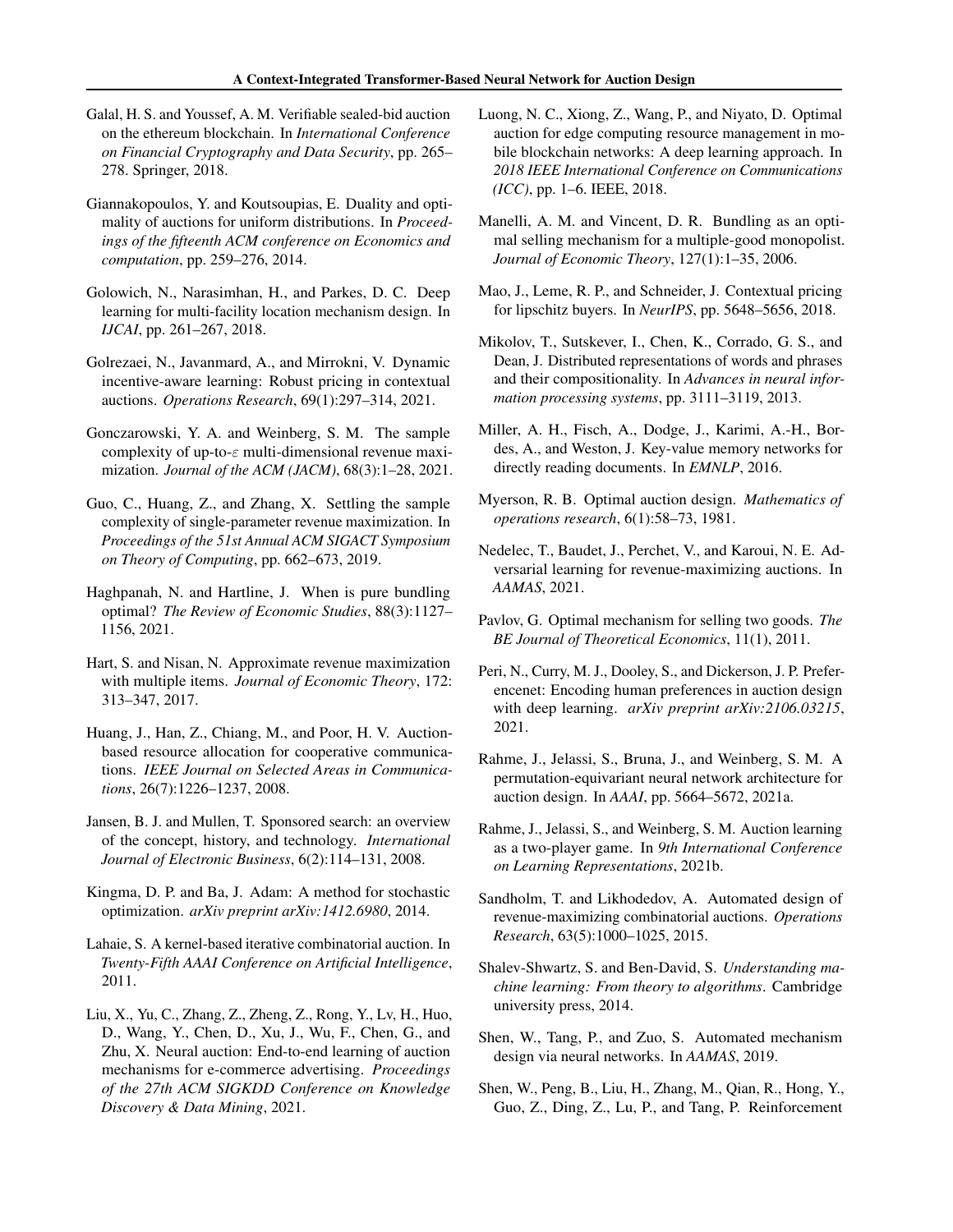Galal, H. S. and Youssef, A. M. Verifiable sealed-bid auction on the ethereum blockchain. In *International Conference on Financial Cryptography and Data Security*, pp. 265–278. Springer, 2018.

Giannakopoulos, Y. and Koutsoupias, E. Duality and optimality of auctions for uniform distributions. In *Proceedings of the fifteenth ACM conference on Economics and computation*, pp. 259–276, 2014.

Golowich, N., Narasimhan, H., and Parkes, D. C. Deep learning for multi-facility location mechanism design. In *IJCAI*, pp. 261–267, 2018.

Golrezaei, N., Javanmard, A., and Mirrokni, V. Dynamic incentive-aware learning: Robust pricing in contextual auctions. *Operations Research*, 69(1):297–314, 2021.

Gonczarowski, Y. A. and Weinberg, S. M. The sample complexity of up-to-$\varepsilon$ multi-dimensional revenue maximization. *Journal of the ACM (JACM)*, 68(3):1–28, 2021.

Guo, C., Huang, Z., and Zhang, X. Settling the sample complexity of single-parameter revenue maximization. In *Proceedings of the 51st Annual ACM SIGACT Symposium on Theory of Computing*, pp. 662–673, 2019.

Haghpanah, N. and Hartline, J. When is pure bundling optimal? *The Review of Economic Studies*, 88(3):1127–1156, 2021.

Hart, S. and Nisan, N. Approximate revenue maximization with multiple items. *Journal of Economic Theory*, 172: 313–347, 2017.

Huang, J., Han, Z., Chiang, M., and Poor, H. V. Auction-based resource allocation for cooperative communications. *IEEE Journal on Selected Areas in Communications*, 26(7):1226–1237, 2008.

Jansen, B. J. and Mullen, T. Sponsored search: an overview of the concept, history, and technology. *International Journal of Electronic Business*, 6(2):114–131, 2008.

Kingma, D. P. and Ba, J. Adam: A method for stochastic optimization. *arXiv preprint arXiv:1412.6980*, 2014.

Lahaie, S. A kernel-based iterative combinatorial auction. In *Twenty-Fifth AAAI Conference on Artificial Intelligence*, 2011.

Liu, X., Yu, C., Zhang, Z., Zheng, Z., Rong, Y., Lv, H., Huo, D., Wang, Y., Chen, D., Xu, J., Wu, F., Chen, G., and Zhu, X. Neural auction: End-to-end learning of auction mechanisms for e-commerce advertising. *Proceedings of the 27th ACM SIGKDD Conference on Knowledge Discovery & Data Mining*, 2021.

Luong, N. C., Xiong, Z., Wang, P., and Niyato, D. Optimal auction for edge computing resource management in mobile blockchain networks: A deep learning approach. In *2018 IEEE International Conference on Communications (ICC)*, pp. 1–6. IEEE, 2018.

Manelli, A. M. and Vincent, D. R. Bundling as an optimal selling mechanism for a multiple-good monopolist. *Journal of Economic Theory*, 127(1):1–35, 2006.

Mao, J., Leme, R. P., and Schneider, J. Contextual pricing for lipschitz buyers. In *NeurIPS*, pp. 5648–5656, 2018.

Mikolov, T., Sutskever, I., Chen, K., Corrado, G. S., and Dean, J. Distributed representations of words and phrases and their compositionality. In *Advances in neural information processing systems*, pp. 3111–3119, 2013.

Miller, A. H., Fisch, A., Dodge, J., Karimi, A.-H., Bordes, A., and Weston, J. Key-value memory networks for directly reading documents. In *EMNLP*, 2016.

Myerson, R. B. Optimal auction design. *Mathematics of operations research*, 6(1):58–73, 1981.

Nedelec, T., Baudet, J., Perchet, V., and Karoui, N. E. Adversarial learning for revenue-maximizing auctions. In *AAMAS*, 2021.

Pavlov, G. Optimal mechanism for selling two goods. *The BE Journal of Theoretical Economics*, 11(1), 2011.

Peri, N., Curry, M. J., Dooley, S., and Dickerson, J. P. Preferencenet: Encoding human preferences in auction design with deep learning. *arXiv preprint arXiv:2106.03215*, 2021.

Rahme, J., Jelassi, S., Bruna, J., and Weinberg, S. M. A permutation-equivariant neural network architecture for auction design. In *AAAI*, pp. 5664–5672, 2021a.

Rahme, J., Jelassi, S., and Weinberg, S. M. Auction learning as a two-player game. In *9th International Conference on Learning Representations*, 2021b.

Sandholm, T. and Likhodedov, A. Automated design of revenue-maximizing combinatorial auctions. *Operations Research*, 63(5):1000–1025, 2015.

Shalev-Shwartz, S. and Ben-David, S. *Understanding machine learning: From theory to algorithms*. Cambridge university press, 2014.

Shen, W., Tang, P., and Zuo, S. Automated mechanism design via neural networks. In *AAMAS*, 2019.

Shen, W., Peng, B., Liu, H., Zhang, M., Qian, R., Hong, Y., Guo, Z., Ding, Z., Lu, P., and Tang, P. Reinforcement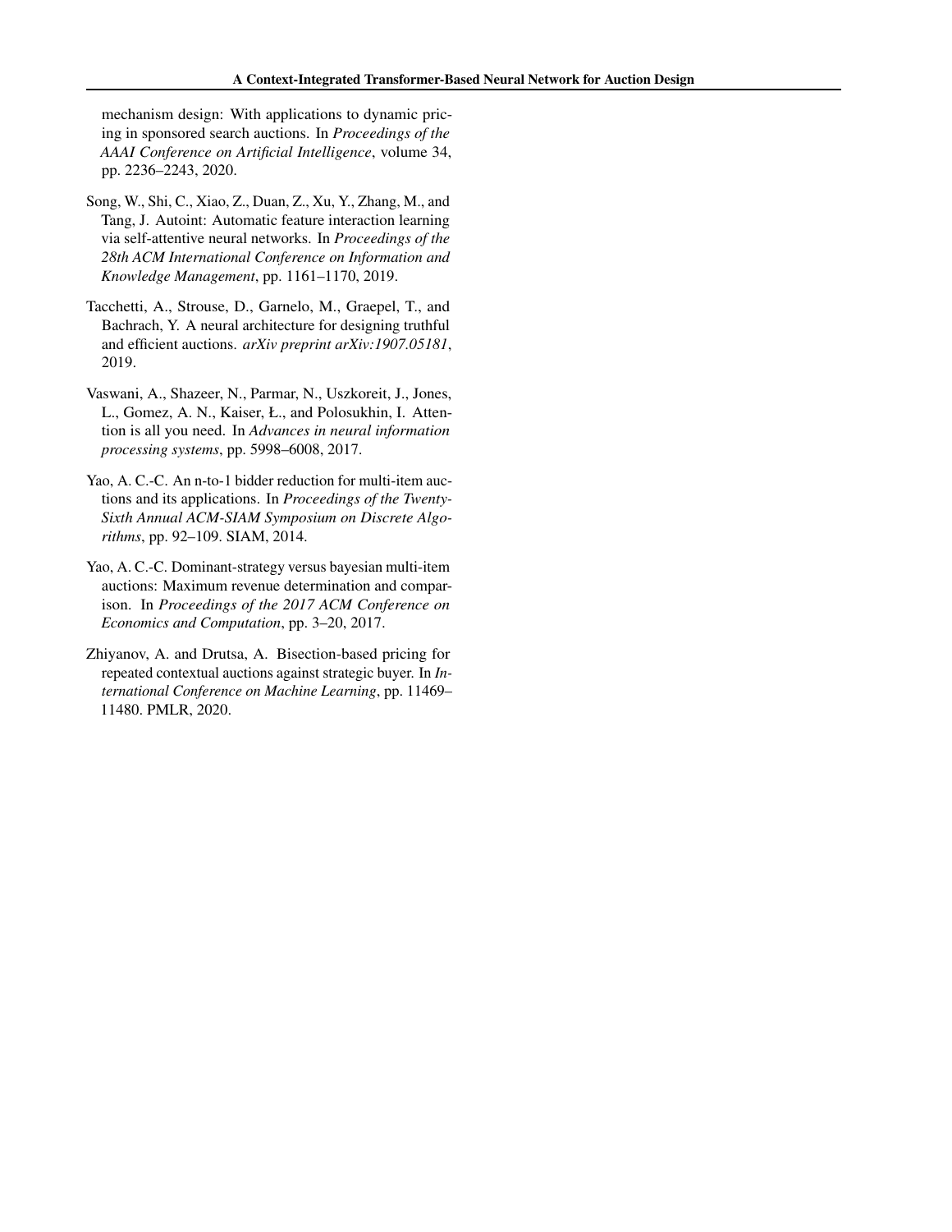mechanism design: With applications to dynamic pricing in sponsored search auctions. In *Proceedings of the AAAI Conference on Artificial Intelligence*, volume 34, pp. 2236–2243, 2020.

Song, W., Shi, C., Xiao, Z., Duan, Z., Xu, Y., Zhang, M., and Tang, J. Autoint: Automatic feature interaction learning via self-attentive neural networks. In *Proceedings of the 28th ACM International Conference on Information and Knowledge Management*, pp. 1161–1170, 2019.

Tacchetti, A., Strouse, D., Garnelo, M., Graepel, T., and Bachrach, Y. A neural architecture for designing truthful and efficient auctions. *arXiv preprint arXiv:1907.05181*, 2019.

Vaswani, A., Shazeer, N., Parmar, N., Uszkoreit, J., Jones, L., Gomez, A. N., Kaiser, Ł., and Polosukhin, I. Attention is all you need. In *Advances in neural information processing systems*, pp. 5998–6008, 2017.

Yao, A. C.-C. An n-to-1 bidder reduction for multi-item auctions and its applications. In *Proceedings of the Twenty-Sixth Annual ACM-SIAM Symposium on Discrete Algorithms*, pp. 92–109. SIAM, 2014.

Yao, A. C.-C. Dominant-strategy versus bayesian multi-item auctions: Maximum revenue determination and comparison. In *Proceedings of the 2017 ACM Conference on Economics and Computation*, pp. 3–20, 2017.

Zhiyanov, A. and Drutsa, A. Bisection-based pricing for repeated contextual auctions against strategic buyer. In *International Conference on Machine Learning*, pp. 11469–11480. PMLR, 2020.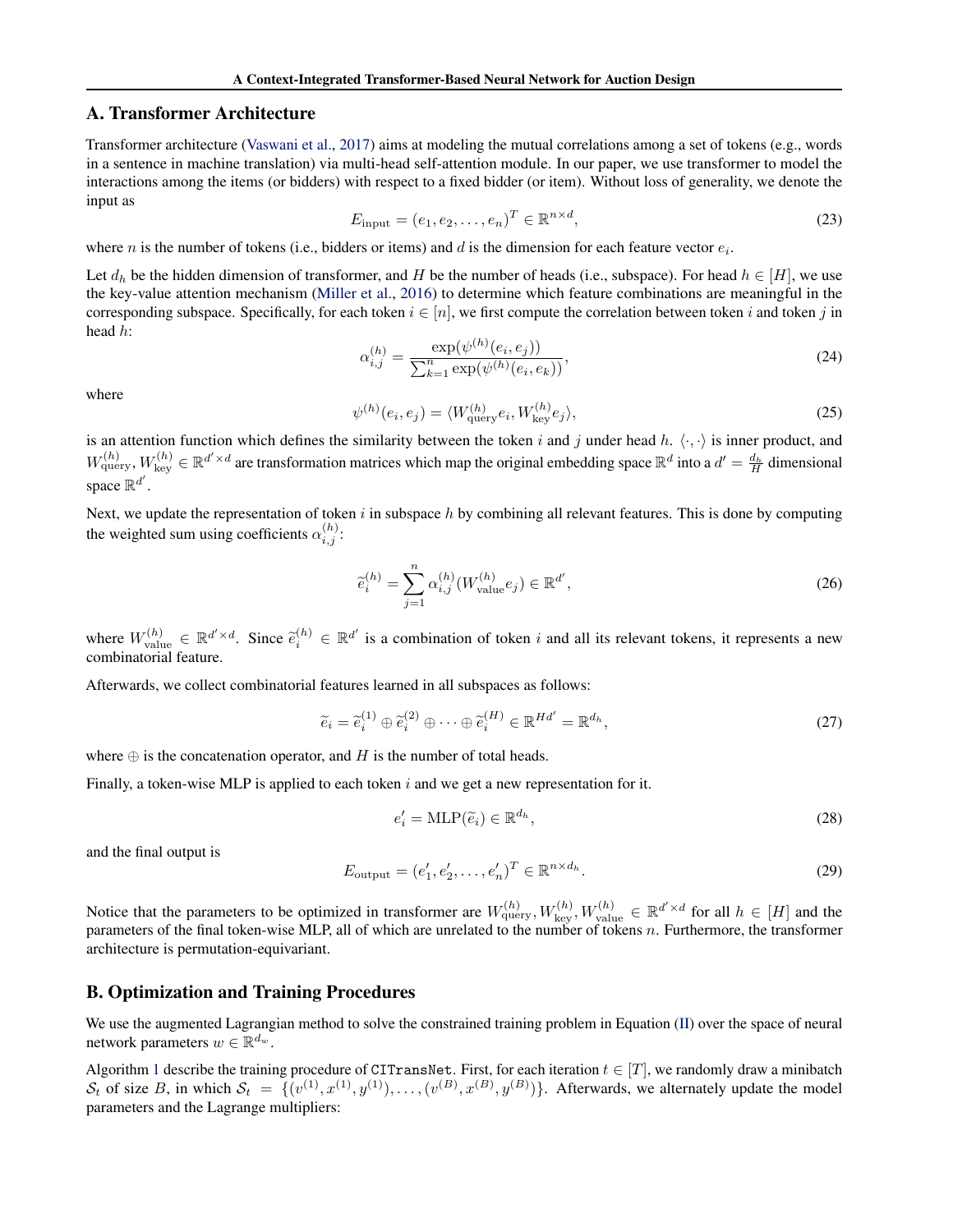## A. Transformer Architecture

Transformer architecture (Vaswani et al., 2017) aims at modeling the mutual correlations among a set of tokens (e.g., words in a sentence in machine translation) via multi-head self-attention module. In our paper, we use transformer to model the interactions among the items (or bidders) with respect to a fixed bidder (or item). Without loss of generality, we denote the input as

$$E_{\text{input}} = (e_1, e_2, \dots, e_n)^T \in \mathbb{R}^{n \times d}, \tag{23}$$

where $n$ is the number of tokens (i.e., bidders or items) and $d$ is the dimension for each feature vector $e_i$.

Let $d_h$ be the hidden dimension of transformer, and $H$ be the number of heads (i.e., subspace). For head $h \in [H]$, we use the key-value attention mechanism (Miller et al., 2016) to determine which feature combinations are meaningful in the corresponding subspace. Specifically, for each token $i \in [n]$, we first compute the correlation between token $i$ and token $j$ in head $h$:

$$\alpha_{i,j}^{(h)} = \frac{\exp(\psi^{(h)}(e_i, e_j))}{\sum_{k=1}^{n} \exp(\psi^{(h)}(e_i, e_k))}, \tag{24}$$

where

$$\psi^{(h)}(e_i, e_j) = \langle W_{\text{query}}^{(h)} e_i, W_{\text{key}}^{(h)} e_j \rangle, \tag{25}$$

is an attention function which defines the similarity between the token $i$ and $j$ under head $h$. $\langle \cdot, \cdot \rangle$ is inner product, and $W_{\text{query}}^{(h)}, W_{\text{key}}^{(h)} \in \mathbb{R}^{d' \times d}$ are transformation matrices which map the original embedding space $\mathbb{R}^d$ into a $d' = \frac{d_h}{H}$ dimensional space $\mathbb{R}^{d'}$.

Next, we update the representation of token $i$ in subspace $h$ by combining all relevant features. This is done by computing the weighted sum using coefficients $\alpha_{i,j}^{(h)}$:

$$\widetilde{e}_i^{(h)} = \sum_{j=1}^{n} \alpha_{i,j}^{(h)} (W_{\text{value}}^{(h)} e_j) \in \mathbb{R}^{d'}, \tag{26}$$

where $W_{\text{value}}^{(h)} \in \mathbb{R}^{d' \times d}$. Since $\widetilde{e}_i^{(h)} \in \mathbb{R}^{d'}$ is a combination of token $i$ and all its relevant tokens, it represents a new combinatorial feature.

Afterwards, we collect combinatorial features learned in all subspaces as follows:

$$\widetilde{e}_i = \widetilde{e}_i^{(1)} \oplus \widetilde{e}_i^{(2)} \oplus \cdots \oplus \widetilde{e}_i^{(H)} \in \mathbb{R}^{Hd'} = \mathbb{R}^{d_h}, \tag{27}$$

where $\oplus$ is the concatenation operator, and $H$ is the number of total heads.

Finally, a token-wise MLP is applied to each token $i$ and we get a new representation for it.

$$e'_i = \text{MLP}(\widetilde{e}_i) \in \mathbb{R}^{d_h}, \tag{28}$$

and the final output is

$$E_{\text{output}} = (e'_1, e'_2, \dots, e'_n)^T \in \mathbb{R}^{n \times d_h}. \tag{29}$$

Notice that the parameters to be optimized in transformer are $W_{\text{query}}^{(h)}, W_{\text{key}}^{(h)}, W_{\text{value}}^{(h)} \in \mathbb{R}^{d' \times d}$ for all $h \in [H]$ and the parameters of the final token-wise MLP, all of which are unrelated to the number of tokens $n$. Furthermore, the transformer architecture is permutation-equivariant.

## B. Optimization and Training Procedures

We use the augmented Lagrangian method to solve the constrained training problem in Equation (II) over the space of neural network parameters $w \in \mathbb{R}^{d_w}$.

Algorithm 1 describe the training procedure of `CITransNet`. First, for each iteration $t \in [T]$, we randomly draw a minibatch $\mathcal{S}_t$ of size $B$, in which $\mathcal{S}_t = \{(v^{(1)}, x^{(1)}, y^{(1)}), \dots, (v^{(B)}, x^{(B)}, y^{(B)})\}$. Afterwards, we alternately update the model parameters and the Lagrange multipliers: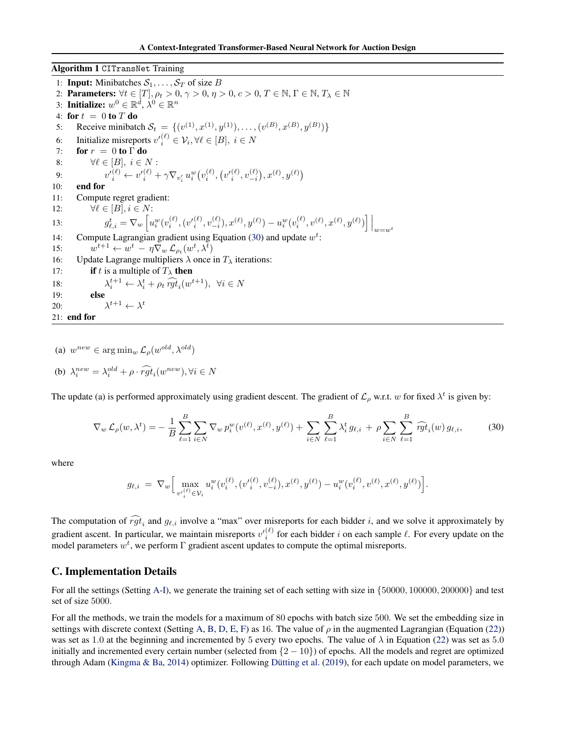**Algorithm 1** `CITransNet` Training

```
1:  Input: Minibatches S_1, ..., S_T of size B
2:  Parameters: ∀t ∈ [T], ρ_t > 0, γ > 0, η > 0, c > 0, T ∈ ℕ, Γ ∈ ℕ, T_λ ∈ ℕ
3:  Initialize: w^0 ∈ ℝ^d, λ^0 ∈ ℝ^n
4:  for t = 0 to T do
5:      Receive minibatch S_t = {(v^(1), x^(1), y^(1)), ..., (v^(B), x^(B), y^(B))}
6:      Initialize misreports v'_i^(ℓ) ∈ V_i, ∀ℓ ∈ [B], i ∈ N
7:      for r = 0 to Γ do
8:          ∀ℓ ∈ [B], i ∈ N :
9:              v'_i^(ℓ) ← v'_i^(ℓ) + γ ∇_{v'_i} u_i^w(v_i^(ℓ), (v'_i^(ℓ), v_{-i}^(ℓ)), x^(ℓ), y^(ℓ))
10:     end for
11:     Compute regret gradient:
12:         ∀ℓ ∈ [B], i ∈ N:
13:             g^t_{ℓ,i} = ∇_w [ u_i^w(v_i^(ℓ), (v'_i^(ℓ), v_{-i}^(ℓ)), x^(ℓ), y^(ℓ)) − u_i^w(v_i^(ℓ), v^(ℓ), x^(ℓ), y^(ℓ)) ] |_{w=w^t}
14:     Compute Lagrangian gradient using Equation (30) and update w^t:
15:         w^{t+1} ← w^t − η ∇_w L_{ρ_t}(w^t, λ^t)
16:     Update Lagrange multipliers λ once in T_λ iterations:
17:         if t is a multiple of T_λ then
18:             λ_i^{t+1} ← λ_i^t + ρ_t rgt^_i(w^{t+1}),  ∀i ∈ N
19:         else
20:             λ^{t+1} ← λ^t
21: end for
```

(a) $w^{new} \in \arg\min_w \mathcal{L}_\rho(w^{old}, \lambda^{old})$

(b) $\lambda_i^{new} = \lambda_i^{old} + \rho \cdot \widehat{rgt}_i(w^{new}), \forall i \in N$

The update (a) is performed approximately using gradient descent. The gradient of $\mathcal{L}_\rho$ w.r.t. $w$ for fixed $\lambda^t$ is given by:

$$\nabla_w \mathcal{L}_\rho(w, \lambda^t) = -\frac{1}{B}\sum_{\ell=1}^{B}\sum_{i\in N}\nabla_w p_i^w(v^{(\ell)}, x^{(\ell)}, y^{(\ell)}) + \sum_{i\in N}\sum_{\ell=1}^{B}\lambda_i^t\, g_{\ell,i} \,+\, \rho\sum_{i\in N}\sum_{\ell=1}^{B}\widehat{rgt}_i(w)\, g_{\ell,i}, \tag{30}$$

where

$$g_{\ell,i} \,=\, \nabla_w\Big[\max_{v'^{(\ell)}_i \in \mathcal{V}_i} u_i^w(v_i^{(\ell)}, (v'^{(\ell)}_i, v_{-i}^{(\ell)}), x^{(\ell)}, y^{(\ell)}) - u_i^w(v_i^{(\ell)}, v^{(\ell)}, x^{(\ell)}, y^{(\ell)})\Big].$$

The computation of $\widehat{rgt}_i$ and $g_{\ell,i}$ involve a "max" over misreports for each bidder $i$, and we solve it approximately by gradient ascent. In particular, we maintain misreports $v'^{(\ell)}_i$ for each bidder $i$ on each sample $\ell$. For every update on the model parameters $w^t$, we perform $\Gamma$ gradient ascent updates to compute the optimal misreports.

## C. Implementation Details

For all the settings (Setting A-I), we generate the training set of each setting with size in $\{50000, 100000, 200000\}$ and test set of size $5000$.

For all the methods, we train the models for a maximum of $80$ epochs with batch size $500$. We set the embedding size in settings with discrete context (Setting A, B, D, E, F) as $16$. The value of $\rho$ in the augmented Lagrangian (Equation (22)) was set as $1.0$ at the beginning and incremented by $5$ every two epochs. The value of $\lambda$ in Equation (22) was set as $5.0$ initially and incremented every certain number (selected from $\{2-10\}$) of epochs. All the models and regret are optimized through Adam (Kingma & Ba, 2014) optimizer. Following Dütting et al. (2019), for each update on model parameters, we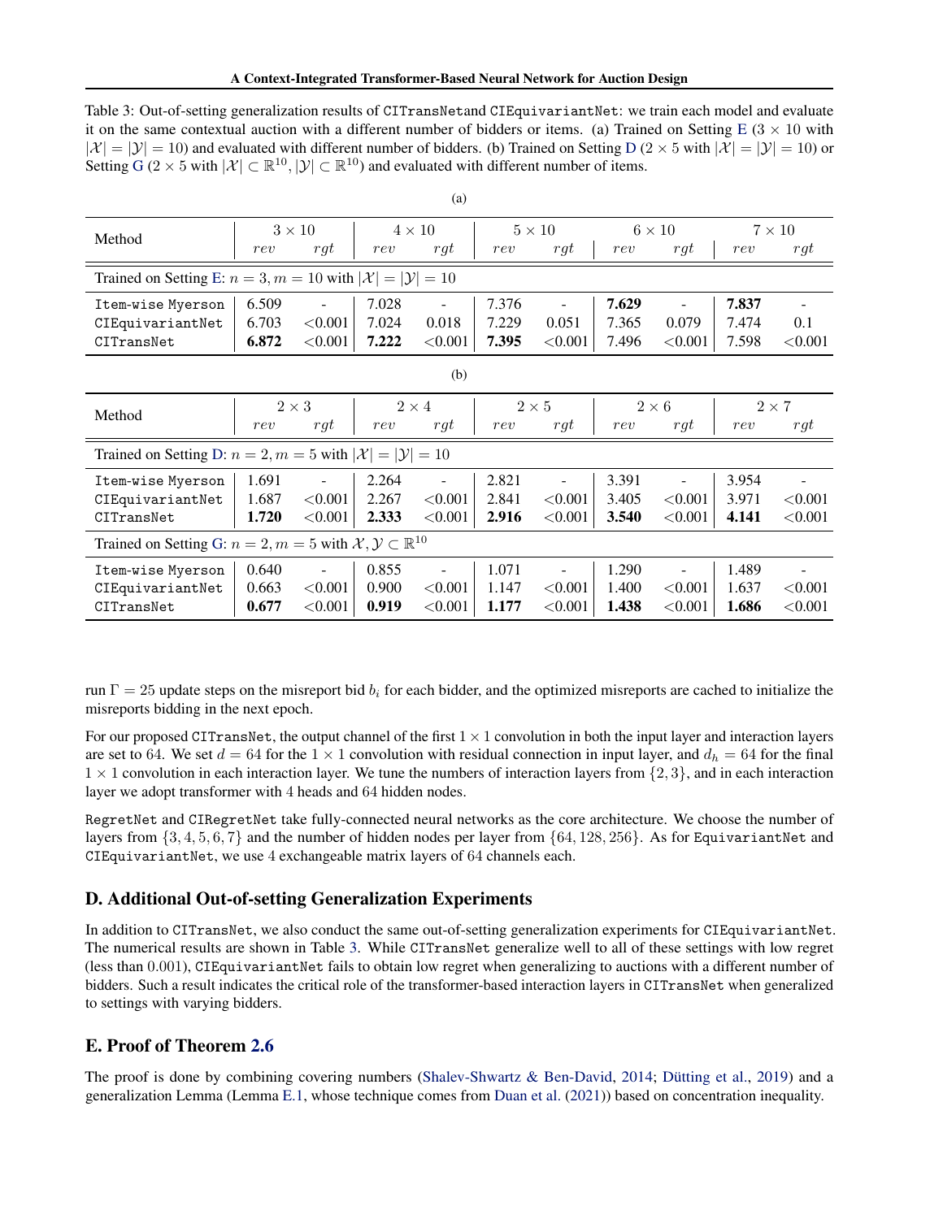Table 3: Out-of-setting generalization results of CITransNetand CIEquivariantNet: we train each model and evaluate it on the same contextual auction with a different number of bidders or items. (a) Trained on Setting E ($3 \times 10$ with $|\mathcal{X}| = |\mathcal{Y}| = 10$) and evaluated with different number of bidders. (b) Trained on Setting D ($2 \times 5$ with $|\mathcal{X}| = |\mathcal{Y}| = 10$) or Setting G ($2 \times 5$ with $|\mathcal{X}| \subset \mathbb{R}^{10}, |\mathcal{Y}| \subset \mathbb{R}^{10}$) and evaluated with different number of items.

(a)

| Method | $3 \times 10$ | | $4 \times 10$ | | $5 \times 10$ | | $6 \times 10$ | | $7 \times 10$ | |
|---|---|---|---|---|---|---|---|---|---|---|
| | $rev$ | $rgt$ | $rev$ | $rgt$ | $rev$ | $rgt$ | $rev$ | $rgt$ | $rev$ | $rgt$ |
| Trained on Setting E: $n = 3, m = 10$ with $\|\mathcal{X}\| = \|\mathcal{Y}\| = 10$ | | | | | | | | | | |
| Item-wise Myerson | 6.509 | - | 7.028 | - | 7.376 | - | **7.629** | - | **7.837** | - |
| CIEquivariantNet | 6.703 | <0.001 | 7.024 | 0.018 | 7.229 | 0.051 | 7.365 | 0.079 | 7.474 | 0.1 |
| CITransNet | **6.872** | <0.001 | **7.222** | <0.001 | **7.395** | <0.001 | 7.496 | <0.001 | 7.598 | <0.001 |

(b)

| Method | $2 \times 3$ | | $2 \times 4$ | | $2 \times 5$ | | $2 \times 6$ | | $2 \times 7$ | |
|---|---|---|---|---|---|---|---|---|---|---|
| | $rev$ | $rgt$ | $rev$ | $rgt$ | $rev$ | $rgt$ | $rev$ | $rgt$ | $rev$ | $rgt$ |
| Trained on Setting D: $n = 2, m = 5$ with $\|\mathcal{X}\| = \|\mathcal{Y}\| = 10$ | | | | | | | | | | |
| Item-wise Myerson | 1.691 | - | 2.264 | - | 2.821 | - | 3.391 | - | 3.954 | - |
| CIEquivariantNet | 1.687 | <0.001 | 2.267 | <0.001 | 2.841 | <0.001 | 3.405 | <0.001 | 3.971 | <0.001 |
| CITransNet | **1.720** | <0.001 | **2.333** | <0.001 | **2.916** | <0.001 | **3.540** | <0.001 | **4.141** | <0.001 |
| Trained on Setting G: $n = 2, m = 5$ with $\mathcal{X}, \mathcal{Y} \subset \mathbb{R}^{10}$ | | | | | | | | | | |
| Item-wise Myerson | 0.640 | - | 0.855 | - | 1.071 | - | 1.290 | - | 1.489 | - |
| CIEquivariantNet | 0.663 | <0.001 | 0.900 | <0.001 | 1.147 | <0.001 | 1.400 | <0.001 | 1.637 | <0.001 |
| CITransNet | **0.677** | <0.001 | **0.919** | <0.001 | **1.177** | <0.001 | **1.438** | <0.001 | **1.686** | <0.001 |

run $\Gamma = 25$ update steps on the misreport bid $b_i$ for each bidder, and the optimized misreports are cached to initialize the misreports bidding in the next epoch.

For our proposed CITransNet, the output channel of the first $1 \times 1$ convolution in both the input layer and interaction layers are set to 64. We set $d = 64$ for the $1 \times 1$ convolution with residual connection in input layer, and $d_h = 64$ for the final $1 \times 1$ convolution in each interaction layer. We tune the numbers of interaction layers from $\{2, 3\}$, and in each interaction layer we adopt transformer with 4 heads and 64 hidden nodes.

RegretNet and CIRegretNet take fully-connected neural networks as the core architecture. We choose the number of layers from $\{3, 4, 5, 6, 7\}$ and the number of hidden nodes per layer from $\{64, 128, 256\}$. As for EquivariantNet and CIEquivariantNet, we use 4 exchangeable matrix layers of 64 channels each.

## D. Additional Out-of-setting Generalization Experiments

In addition to CITransNet, we also conduct the same out-of-setting generalization experiments for CIEquivariantNet. The numerical results are shown in Table 3. While CITransNet generalize well to all of these settings with low regret (less than 0.001), CIEquivariantNet fails to obtain low regret when generalizing to auctions with a different number of bidders. Such a result indicates the critical role of the transformer-based interaction layers in CITransNet when generalized to settings with varying bidders.

## E. Proof of Theorem 2.6

The proof is done by combining covering numbers (Shalev-Shwartz & Ben-David, 2014; Dütting et al., 2019) and a generalization Lemma (Lemma E.1, whose technique comes from Duan et al. (2021)) based on concentration inequality.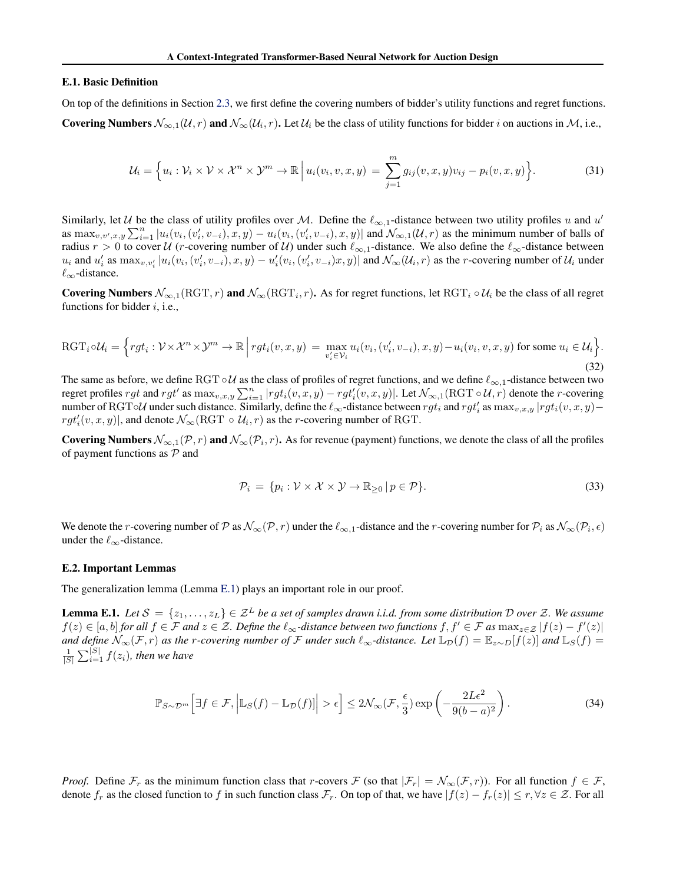### E.1. Basic Definition

On top of the definitions in Section 2.3, we first define the covering numbers of bidder's utility functions and regret functions.

**Covering Numbers $\mathcal{N}_{\infty,1}(\mathcal{U}, r)$ and $\mathcal{N}_{\infty}(\mathcal{U}_i, r)$.** Let $\mathcal{U}_i$ be the class of utility functions for bidder $i$ on auctions in $\mathcal{M}$, i.e.,

$$\mathcal{U}_i = \Big\{ u_i : \mathcal{V}_i \times \mathcal{V} \times \mathcal{X}^n \times \mathcal{Y}^m \to \mathbb{R} \,\Big|\, u_i(v_i, v, x, y) \,=\, \sum_{j=1}^{m} g_{ij}(v, x, y) v_{ij} - p_i(v, x, y) \Big\}. \tag{31}$$

Similarly, let $\mathcal{U}$ be the class of utility profiles over $\mathcal{M}$. Define the $\ell_{\infty,1}$-distance between two utility profiles $u$ and $u'$ as $\max_{v,v',x,y} \sum_{i=1}^{n} |u_i(v_i, (v'_i, v_{-i}), x, y) - u_i(v_i, (v'_i, v_{-i}), x, y)|$ and $\mathcal{N}_{\infty,1}(\mathcal{U}, r)$ as the minimum number of balls of radius $r > 0$ to cover $\mathcal{U}$ ($r$-covering number of $\mathcal{U}$) under such $\ell_{\infty,1}$-distance. We also define the $\ell_{\infty}$-distance between $u_i$ and $u'_i$ as $\max_{v,v'_i} |u_i(v_i, (v'_i, v_{-i}), x, y) - u'_i(v_i, (v'_i, v_{-i}) x, y)|$ and $\mathcal{N}_{\infty}(\mathcal{U}_i, r)$ as the $r$-covering number of $\mathcal{U}_i$ under $\ell_{\infty}$-distance.

**Covering Numbers $\mathcal{N}_{\infty,1}(\mathrm{RGT}, r)$ and $\mathcal{N}_{\infty}(\mathrm{RGT}_i, r)$.** As for regret functions, let $\mathrm{RGT}_i \circ \mathcal{U}_i$ be the class of all regret functions for bidder $i$, i.e.,

$$\mathrm{RGT}_i \circ \mathcal{U}_i = \Big\{ rgt_i : \mathcal{V} \times \mathcal{X}^n \times \mathcal{Y}^m \to \mathbb{R} \,\Big|\, rgt_i(v, x, y) \,=\, \max_{v'_i \in \mathcal{V}_i} u_i(v_i, (v'_i, v_{-i}), x, y) - u_i(v_i, v, x, y) \text{ for some } u_i \in \mathcal{U}_i \Big\}. \tag{32}$$

The same as before, we define $\mathrm{RGT} \circ \mathcal{U}$ as the class of profiles of regret functions, and we define $\ell_{\infty,1}$-distance between two regret profiles $rgt$ and $rgt'$ as $\max_{v,x,y} \sum_{i=1}^{n} |rgt_i(v, x, y) - rgt'_i(v, x, y)|$. Let $\mathcal{N}_{\infty,1}(\mathrm{RGT} \circ \mathcal{U}, r)$ denote the $r$-covering number of $\mathrm{RGT} \circ \mathcal{U}$ under such distance. Similarly, define the $\ell_{\infty}$-distance between $rgt_i$ and $rgt'_i$ as $\max_{v,x,y} |rgt_i(v, x, y) - rgt'_i(v, x, y)|$, and denote $\mathcal{N}_{\infty}(\mathrm{RGT} \circ \mathcal{U}_i, r)$ as the $r$-covering number of RGT.

**Covering Numbers $\mathcal{N}_{\infty,1}(\mathcal{P}, r)$ and $\mathcal{N}_{\infty}(\mathcal{P}_i, r)$.** As for revenue (payment) functions, we denote the class of all the profiles of payment functions as $\mathcal{P}$ and

$$\mathcal{P}_i \,=\, \{ p_i : \mathcal{V} \times \mathcal{X} \times \mathcal{Y} \to \mathbb{R}_{\geq 0} \,|\, p \in \mathcal{P} \}. \tag{33}$$

We denote the $r$-covering number of $\mathcal{P}$ as $\mathcal{N}_{\infty}(\mathcal{P}, r)$ under the $\ell_{\infty,1}$-distance and the $r$-covering number for $\mathcal{P}_i$ as $\mathcal{N}_{\infty}(\mathcal{P}_i, \epsilon)$ under the $\ell_{\infty}$-distance.

### E.2. Important Lemmas

The generalization lemma (Lemma E.1) plays an important role in our proof.

**Lemma E.1.** *Let $\mathcal{S} = \{z_1, \ldots, z_L\} \in \mathcal{Z}^L$ be a set of samples drawn i.i.d. from some distribution $\mathcal{D}$ over $\mathcal{Z}$. We assume $f(z) \in [a, b]$ for all $f \in \mathcal{F}$ and $z \in \mathcal{Z}$. Define the $\ell_{\infty}$-distance between two functions $f, f' \in \mathcal{F}$ as $\max_{z \in \mathcal{Z}} |f(z) - f'(z)|$ and define $\mathcal{N}_{\infty}(\mathcal{F}, r)$ as the $r$-covering number of $\mathcal{F}$ under such $\ell_{\infty}$-distance. Let $\mathbb{L}_{\mathcal{D}}(f) = \mathbb{E}_{z \sim D}[f(z)]$ and $\mathbb{L}_{S}(f) = \frac{1}{|S|} \sum_{i=1}^{|S|} f(z_i)$, then we have*

$$\mathbb{P}_{S \sim \mathcal{D}^m}\Big[ \exists f \in \mathcal{F}, \Big| \mathbb{L}_S(f) - \mathbb{L}_{\mathcal{D}}(f) \Big| > \epsilon \Big] \leq 2 \mathcal{N}_{\infty}(\mathcal{F}, \frac{\epsilon}{3}) \exp\left( -\frac{2L\epsilon^2}{9(b-a)^2} \right). \tag{34}$$

*Proof.* Define $\mathcal{F}_r$ as the minimum function class that $r$-covers $\mathcal{F}$ (so that $|\mathcal{F}_r| = \mathcal{N}_{\infty}(\mathcal{F}, r)$). For all function $f \in \mathcal{F}$, denote $f_r$ as the closed function to $f$ in such function class $\mathcal{F}_r$. On top of that, we have $|f(z) - f_r(z)| \leq r, \forall z \in \mathcal{Z}$. For all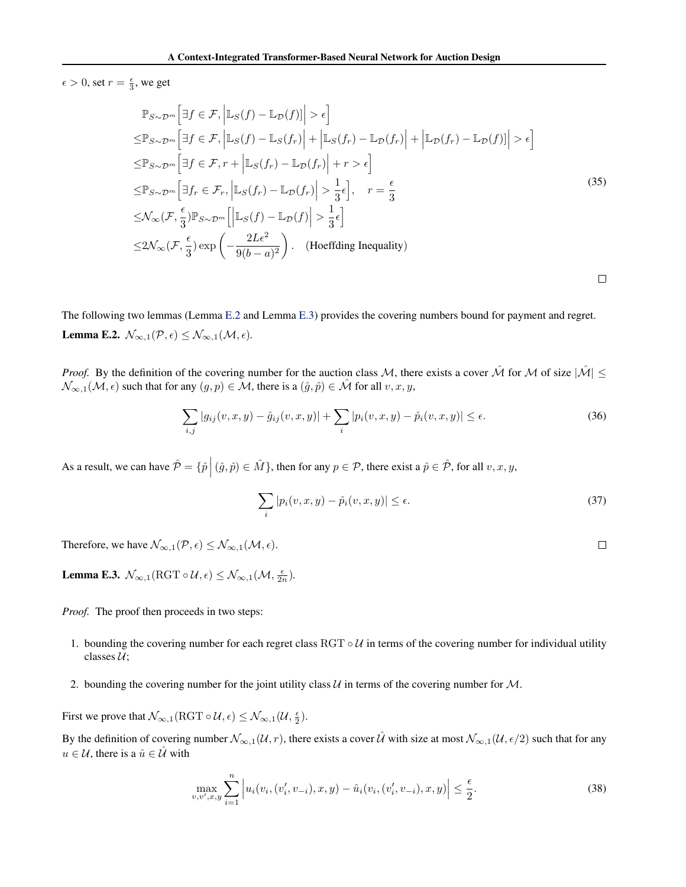$\epsilon > 0$, set $r = \frac{\epsilon}{3}$, we get

$$
\begin{aligned}
&\mathbb{P}_{S\sim\mathcal{D}^m}\Big[\exists f \in \mathcal{F}, \Big|\mathbb{L}_S(f) - \mathbb{L}_\mathcal{D}(f)\Big| > \epsilon\Big] \\
\leq &\mathbb{P}_{S\sim\mathcal{D}^m}\Big[\exists f \in \mathcal{F}, \Big|\mathbb{L}_S(f) - \mathbb{L}_S(f_r)\Big| + \Big|\mathbb{L}_S(f_r) - \mathbb{L}_\mathcal{D}(f_r)\Big| + \Big|\mathbb{L}_\mathcal{D}(f_r) - \mathbb{L}_\mathcal{D}(f)\Big| > \epsilon\Big] \\
\leq &\mathbb{P}_{S\sim\mathcal{D}^m}\Big[\exists f \in \mathcal{F}, r + \Big|\mathbb{L}_S(f_r) - \mathbb{L}_\mathcal{D}(f_r)\Big| + r > \epsilon\Big] \\
\leq &\mathbb{P}_{S\sim\mathcal{D}^m}\Big[\exists f_r \in \mathcal{F}_r, \Big|\mathbb{L}_S(f_r) - \mathbb{L}_\mathcal{D}(f_r)\Big| > \frac{1}{3}\epsilon\Big], \quad r = \frac{\epsilon}{3} \\
\leq &\mathcal{N}_\infty(\mathcal{F}, \frac{\epsilon}{3})\mathbb{P}_{S\sim\mathcal{D}^m}\Big[\Big|\mathbb{L}_S(f) - \mathbb{L}_\mathcal{D}(f)\Big| > \frac{1}{3}\epsilon\Big] \\
\leq &2\mathcal{N}_\infty(\mathcal{F}, \frac{\epsilon}{3}) \exp\left(-\frac{2L\epsilon^2}{9(b-a)^2}\right). \quad \text{(Hoeffding Inequality)}
\end{aligned}
\tag{35}
$$

□

The following two lemmas (Lemma E.2 and Lemma E.3) provides the covering numbers bound for payment and regret.

**Lemma E.2.** $\mathcal{N}_{\infty,1}(\mathcal{P}, \epsilon) \leq \mathcal{N}_{\infty,1}(\mathcal{M}, \epsilon)$.

*Proof.* By the definition of the covering number for the auction class $\mathcal{M}$, there exists a cover $\hat{\mathcal{M}}$ for $\mathcal{M}$ of size $|\hat{\mathcal{M}}| \leq \mathcal{N}_{\infty,1}(\mathcal{M}, \epsilon)$ such that for any $(g, p) \in \mathcal{M}$, there is a $(\hat{g}, \hat{p}) \in \hat{\mathcal{M}}$ for all $v, x, y$,

$$
\sum_{i,j} |g_{ij}(v, x, y) - \hat{g}_{ij}(v, x, y)| + \sum_i |p_i(v, x, y) - \hat{p}_i(v, x, y)| \leq \epsilon. \tag{36}
$$

As a result, we can have $\hat{\mathcal{P}} = \{\hat{p} \,\Big|\, (\hat{g}, \hat{p}) \in \hat{M}\}$, then for any $p \in \mathcal{P}$, there exist a $\hat{p} \in \hat{\mathcal{P}}$, for all $v, x, y$,

$$
\sum_i |p_i(v, x, y) - \hat{p}_i(v, x, y)| \leq \epsilon. \tag{37}
$$

Therefore, we have $\mathcal{N}_{\infty,1}(\mathcal{P}, \epsilon) \leq \mathcal{N}_{\infty,1}(\mathcal{M}, \epsilon)$. □

**Lemma E.3.** $\mathcal{N}_{\infty,1}(\mathrm{RGT} \circ \mathcal{U}, \epsilon) \leq \mathcal{N}_{\infty,1}(\mathcal{M}, \frac{\epsilon}{2n})$.

*Proof.* The proof then proceeds in two steps:

1. bounding the covering number for each regret class $\mathrm{RGT} \circ \mathcal{U}$ in terms of the covering number for individual utility classes $\mathcal{U}$;
2. bounding the covering number for the joint utility class $\mathcal{U}$ in terms of the covering number for $\mathcal{M}$.

First we prove that $\mathcal{N}_{\infty,1}(\mathrm{RGT} \circ \mathcal{U}, \epsilon) \leq \mathcal{N}_{\infty,1}(\mathcal{U}, \frac{\epsilon}{2})$.

By the definition of covering number $\mathcal{N}_{\infty,1}(\mathcal{U}, r)$, there exists a cover $\hat{\mathcal{U}}$ with size at most $\mathcal{N}_{\infty,1}(\mathcal{U}, \epsilon/2)$ such that for any $u \in \mathcal{U}$, there is a $\hat{u} \in \hat{\mathcal{U}}$ with

$$
\max_{v, v', x, y} \sum_{i=1}^{n} \Big| u_i(v_i, (v_i', v_{-i}), x, y) - \hat{u}_i(v_i, (v_i', v_{-i}), x, y) \Big| \leq \frac{\epsilon}{2}. \tag{38}
$$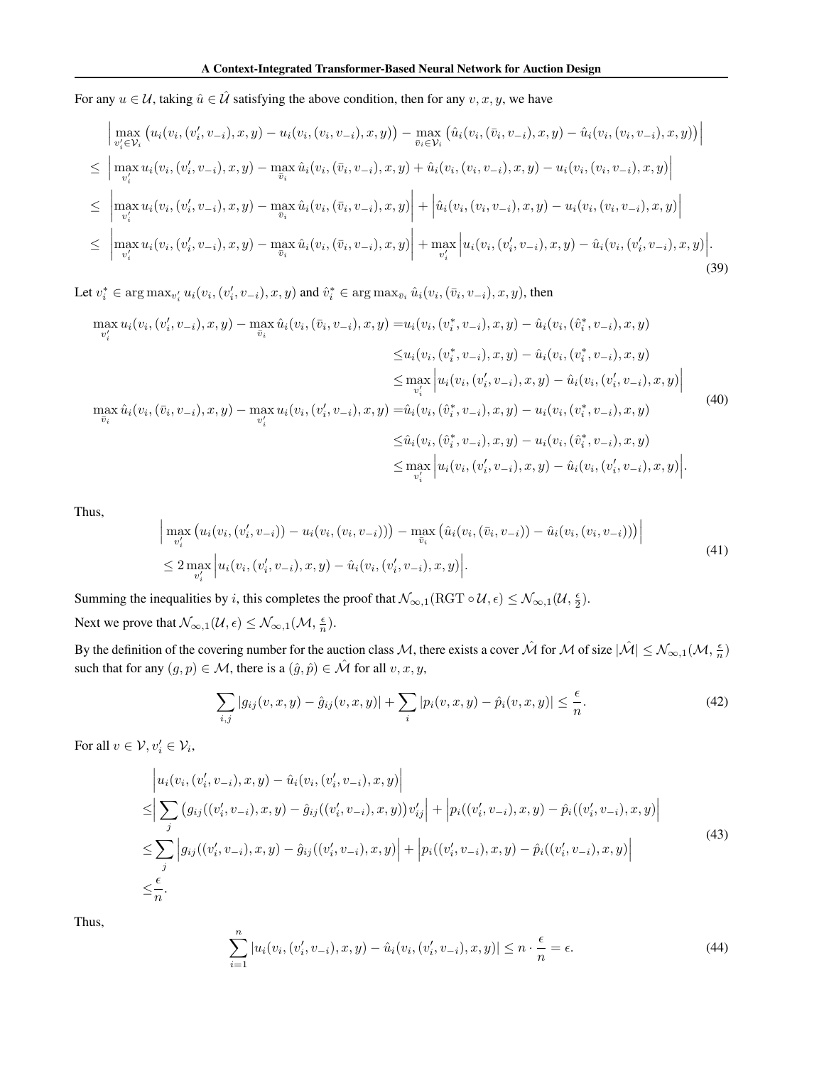For any $u \in \mathcal{U}$, taking $\hat{u} \in \hat{\mathcal{U}}$ satisfying the above condition, then for any $v, x, y$, we have

$$
\begin{aligned}
&\Big| \max_{v_i' \in \mathcal{V}_i} \big(u_i(v_i, (v_i', v_{-i}), x, y) - u_i(v_i, (v_i, v_{-i}), x, y)\big) - \max_{\bar{v}_i \in \mathcal{V}_i} \big(\hat{u}_i(v_i, (\bar{v}_i, v_{-i}), x, y) - \hat{u}_i(v_i, (v_i, v_{-i}), x, y)\big) \Big| \\
\leq\ & \Big| \max_{v_i'} u_i(v_i, (v_i', v_{-i}), x, y) - \max_{\bar{v}_i} \hat{u}_i(v_i, (\bar{v}_i, v_{-i}), x, y) + \hat{u}_i(v_i, (v_i, v_{-i}), x, y) - u_i(v_i, (v_i, v_{-i}), x, y) \Big| \\
\leq\ & \Big| \max_{v_i'} u_i(v_i, (v_i', v_{-i}), x, y) - \max_{\bar{v}_i} \hat{u}_i(v_i, (\bar{v}_i, v_{-i}), x, y) \Big| + \Big| \hat{u}_i(v_i, (v_i, v_{-i}), x, y) - u_i(v_i, (v_i, v_{-i}), x, y) \Big| \\
\leq\ & \Big| \max_{v_i'} u_i(v_i, (v_i', v_{-i}), x, y) - \max_{\bar{v}_i} \hat{u}_i(v_i, (\bar{v}_i, v_{-i}), x, y) \Big| + \max_{v_i'} \Big| u_i(v_i, (v_i', v_{-i}), x, y) - \hat{u}_i(v_i, (v_i', v_{-i}), x, y) \Big|.
\end{aligned}
\tag{39}
$$

Let $v_i^* \in \arg\max_{v_i'} u_i(v_i, (v_i', v_{-i}), x, y)$ and $\hat{v}_i^* \in \arg\max_{\bar{v}_i} \hat{u}_i(v_i, (\bar{v}_i, v_{-i}), x, y)$, then

$$
\begin{aligned}
\max_{v_i'} u_i(v_i, (v_i', v_{-i}), x, y) - \max_{\bar{v}_i} \hat{u}_i(v_i, (\bar{v}_i, v_{-i}), x, y) &= u_i(v_i, (v_i^*, v_{-i}), x, y) - \hat{u}_i(v_i, (\hat{v}_i^*, v_{-i}), x, y) \\
&\leq u_i(v_i, (v_i^*, v_{-i}), x, y) - \hat{u}_i(v_i, (v_i^*, v_{-i}), x, y) \\
&\leq \max_{v_i'} \Big| u_i(v_i, (v_i', v_{-i}), x, y) - \hat{u}_i(v_i, (v_i', v_{-i}), x, y) \Big| \\
\max_{\bar{v}_i} \hat{u}_i(v_i, (\bar{v}_i, v_{-i}), x, y) - \max_{v_i'} u_i(v_i, (v_i', v_{-i}), x, y) &= \hat{u}_i(v_i, (\hat{v}_i^*, v_{-i}), x, y) - u_i(v_i, (v_i^*, v_{-i}), x, y) \\
&\leq \hat{u}_i(v_i, (\hat{v}_i^*, v_{-i}), x, y) - u_i(v_i, (\hat{v}_i^*, v_{-i}), x, y) \\
&\leq \max_{v_i'} \Big| u_i(v_i, (v_i', v_{-i}), x, y) - \hat{u}_i(v_i, (v_i', v_{-i}), x, y) \Big|.
\end{aligned}
\tag{40}
$$

Thus,

$$
\begin{aligned}
&\Big| \max_{v_i'} \big(u_i(v_i, (v_i', v_{-i})) - u_i(v_i, (v_i, v_{-i}))\big) - \max_{\bar{v}_i} \big(\hat{u}_i(v_i, (\bar{v}_i, v_{-i})) - \hat{u}_i(v_i, (v_i, v_{-i}))\big) \Big| \\
&\leq 2 \max_{v_i'} \Big| u_i(v_i, (v_i', v_{-i}), x, y) - \hat{u}_i(v_i, (v_i', v_{-i}), x, y) \Big|.
\end{aligned}
\tag{41}
$$

Summing the inequalities by $i$, this completes the proof that $\mathcal{N}_{\infty,1}(\mathrm{RGT} \circ \mathcal{U}, \epsilon) \leq \mathcal{N}_{\infty,1}(\mathcal{U}, \frac{\epsilon}{2})$.

Next we prove that $\mathcal{N}_{\infty,1}(\mathcal{U}, \epsilon) \leq \mathcal{N}_{\infty,1}(\mathcal{M}, \frac{\epsilon}{n})$.

By the definition of the covering number for the auction class $\mathcal{M}$, there exists a cover $\hat{\mathcal{M}}$ for $\mathcal{M}$ of size $|\hat{\mathcal{M}}| \leq \mathcal{N}_{\infty,1}(\mathcal{M}, \frac{\epsilon}{n})$ such that for any $(g, p) \in \mathcal{M}$, there is a $(\hat{g}, \hat{p}) \in \hat{\mathcal{M}}$ for all $v, x, y$,

$$
\sum_{i,j} |g_{ij}(v, x, y) - \hat{g}_{ij}(v, x, y)| + \sum_i |p_i(v, x, y) - \hat{p}_i(v, x, y)| \leq \frac{\epsilon}{n}.
\tag{42}
$$

For all $v \in \mathcal{V}, v_i' \in \mathcal{V}_i$,

$$
\begin{aligned}
&\Big| u_i(v_i, (v_i', v_{-i}), x, y) - \hat{u}_i(v_i, (v_i', v_{-i}), x, y) \Big| \\
\leq & \Big| \sum_j \big(g_{ij}((v_i', v_{-i}), x, y) - \hat{g}_{ij}((v_i', v_{-i}), x, y)\big) v_{ij}' \Big| + \Big| p_i((v_i', v_{-i}), x, y) - \hat{p}_i((v_i', v_{-i}), x, y) \Big| \\
\leq & \sum_j \Big| g_{ij}((v_i', v_{-i}), x, y) - \hat{g}_{ij}((v_i', v_{-i}), x, y) \Big| + \Big| p_i((v_i', v_{-i}), x, y) - \hat{p}_i((v_i', v_{-i}), x, y) \Big| \\
\leq & \frac{\epsilon}{n}.
\end{aligned}
\tag{43}
$$

Thus,

$$
\sum_{i=1}^{n} |u_i(v_i, (v_i', v_{-i}), x, y) - \hat{u}_i(v_i, (v_i', v_{-i}), x, y)| \leq n \cdot \frac{\epsilon}{n} = \epsilon.
\tag{44}
$$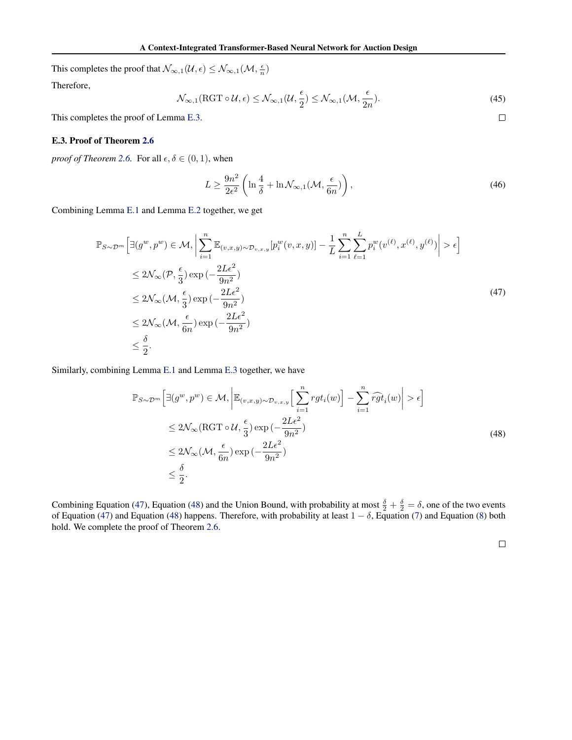This completes the proof that $\mathcal{N}_{\infty,1}(\mathcal{U}, \epsilon) \leq \mathcal{N}_{\infty,1}(\mathcal{M}, \frac{\epsilon}{n})$

Therefore,

$$\mathcal{N}_{\infty,1}(\mathrm{RGT} \circ \mathcal{U}, \epsilon) \leq \mathcal{N}_{\infty,1}(\mathcal{U}, \frac{\epsilon}{2}) \leq \mathcal{N}_{\infty,1}(\mathcal{M}, \frac{\epsilon}{2n}). \tag{45}$$

This completes the proof of Lemma E.3. □

### E.3. Proof of Theorem 2.6

*proof of Theorem 2.6.* For all $\epsilon, \delta \in (0, 1)$, when

$$L \geq \frac{9n^2}{2\epsilon^2} \left( \ln \frac{4}{\delta} + \ln \mathcal{N}_{\infty,1}(\mathcal{M}, \frac{\epsilon}{6n}) \right), \tag{46}$$

Combining Lemma E.1 and Lemma E.2 together, we get

$$\begin{aligned}
&\mathbb{P}_{S \sim \mathcal{D}^m} \Big[ \exists (g^w, p^w) \in \mathcal{M}, \Big| \sum_{i=1}^{n} \mathbb{E}_{(v,x,y) \sim \mathcal{D}_{v,x,y}} [p_i^w(v, x, y)] - \frac{1}{L} \sum_{i=1}^{n} \sum_{\ell=1}^{L} p_i^w(v^{(\ell)}, x^{(\ell)}, y^{(\ell)}) \Big| > \epsilon \Big] \\
&\leq 2\mathcal{N}_\infty(\mathcal{P}, \frac{\epsilon}{3}) \exp(-\frac{2L\epsilon^2}{9n^2}) \\
&\leq 2\mathcal{N}_\infty(\mathcal{M}, \frac{\epsilon}{3}) \exp(-\frac{2L\epsilon^2}{9n^2}) \\
&\leq 2\mathcal{N}_\infty(\mathcal{M}, \frac{\epsilon}{6n}) \exp(-\frac{2L\epsilon^2}{9n^2}) \\
&\leq \frac{\delta}{2}.
\end{aligned} \tag{47}$$

Similarly, combining Lemma E.1 and Lemma E.3 together, we have

$$\begin{aligned}
&\mathbb{P}_{S \sim \mathcal{D}^m} \Big[ \exists (g^w, p^w) \in \mathcal{M}, \Big| \mathbb{E}_{(v,x,y) \sim \mathcal{D}_{v,x,y}} \Big[ \sum_{i=1}^{n} rgt_i(w) \Big] - \sum_{i=1}^{n} \widehat{rgt}_i(w) \Big| > \epsilon \Big] \\
&\leq 2\mathcal{N}_\infty(\mathrm{RGT} \circ \mathcal{U}, \frac{\epsilon}{3}) \exp(-\frac{2L\epsilon^2}{9n^2}) \\
&\leq 2\mathcal{N}_\infty(\mathcal{M}, \frac{\epsilon}{6n}) \exp(-\frac{2L\epsilon^2}{9n^2}) \\
&\leq \frac{\delta}{2}.
\end{aligned} \tag{48}$$

Combining Equation (47), Equation (48) and the Union Bound, with probability at most $\frac{\delta}{2} + \frac{\delta}{2} = \delta$, one of the two events of Equation (47) and Equation (48) happens. Therefore, with probability at least $1 - \delta$, Equation (7) and Equation (8) both hold. We complete the proof of Theorem 2.6.

□